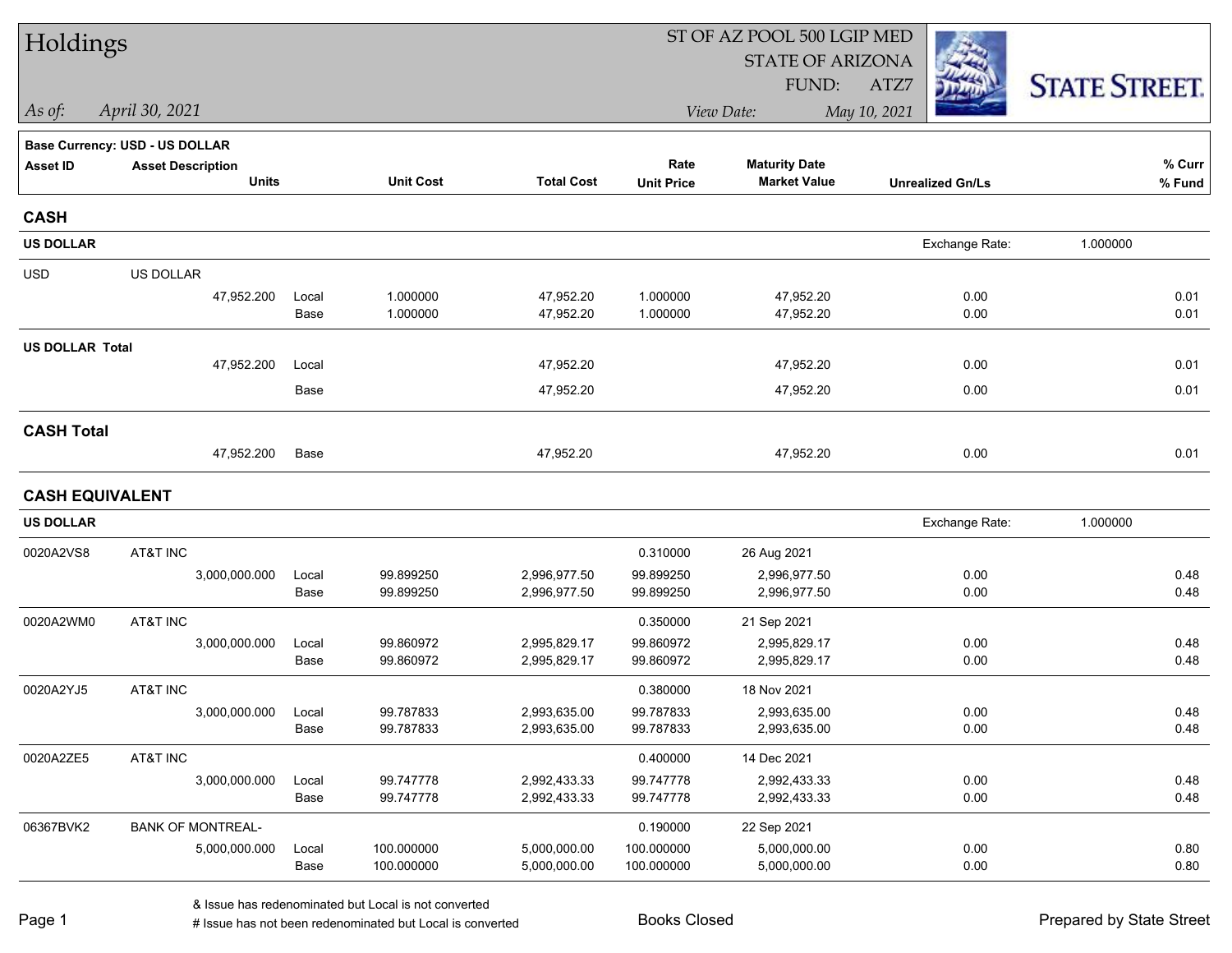# Holdings

*As of:* *April 30, 2021*

ST OF AZ POOL 500 LGIP MED
STATE OF ARIZONA
FUND: ATZ7
*View Date:* *May 10, 2021*

STATE STREET.

**Base Currency: USD - US DOLLAR**

| Asset ID | Asset Description / Units | | Unit Cost | Total Cost | Rate / Unit Price | Maturity Date / Market Value | Unrealized Gn/Ls | % Curr / % Fund |
|---|---|---|---|---|---|---|---|---|
| **CASH** | | | | | | | | |
| **US DOLLAR** | | | | | | | Exchange Rate: | 1.000000 |
| USD | US DOLLAR | | | | | | | |
| | 47,952.200 | Local | 1.000000 | 47,952.20 | 1.000000 | 47,952.20 | 0.00 | 0.01 |
| | | Base | 1.000000 | 47,952.20 | 1.000000 | 47,952.20 | 0.00 | 0.01 |
| **US DOLLAR Total** | | | | | | | | |
| | 47,952.200 | Local | | 47,952.20 | | 47,952.20 | 0.00 | 0.01 |
| | | Base | | 47,952.20 | | 47,952.20 | 0.00 | 0.01 |
| **CASH Total** | | | | | | | | |
| | 47,952.200 | Base | | 47,952.20 | | 47,952.20 | 0.00 | 0.01 |
| **CASH EQUIVALENT** | | | | | | | | |
| **US DOLLAR** | | | | | | | Exchange Rate: | 1.000000 |
| 0020A2VS8 | AT&T INC | | | | 0.310000 | 26 Aug 2021 | | |
| | 3,000,000.000 | Local | 99.899250 | 2,996,977.50 | 99.899250 | 2,996,977.50 | 0.00 | 0.48 |
| | | Base | 99.899250 | 2,996,977.50 | 99.899250 | 2,996,977.50 | 0.00 | 0.48 |
| 0020A2WM0 | AT&T INC | | | | 0.350000 | 21 Sep 2021 | | |
| | 3,000,000.000 | Local | 99.860972 | 2,995,829.17 | 99.860972 | 2,995,829.17 | 0.00 | 0.48 |
| | | Base | 99.860972 | 2,995,829.17 | 99.860972 | 2,995,829.17 | 0.00 | 0.48 |
| 0020A2YJ5 | AT&T INC | | | | 0.380000 | 18 Nov 2021 | | |
| | 3,000,000.000 | Local | 99.787833 | 2,993,635.00 | 99.787833 | 2,993,635.00 | 0.00 | 0.48 |
| | | Base | 99.787833 | 2,993,635.00 | 99.787833 | 2,993,635.00 | 0.00 | 0.48 |
| 0020A2ZE5 | AT&T INC | | | | 0.400000 | 14 Dec 2021 | | |
| | 3,000,000.000 | Local | 99.747778 | 2,992,433.33 | 99.747778 | 2,992,433.33 | 0.00 | 0.48 |
| | | Base | 99.747778 | 2,992,433.33 | 99.747778 | 2,992,433.33 | 0.00 | 0.48 |
| 06367BVK2 | BANK OF MONTREAL- | | | | 0.190000 | 22 Sep 2021 | | |
| | 5,000,000.000 | Local | 100.000000 | 5,000,000.00 | 100.000000 | 5,000,000.00 | 0.00 | 0.80 |
| | | Base | 100.000000 | 5,000,000.00 | 100.000000 | 5,000,000.00 | 0.00 | 0.80 |

& Issue has redenominated but Local is not converted
# Issue has not been redenominated but Local is converted

Books Closed

Prepared by State Street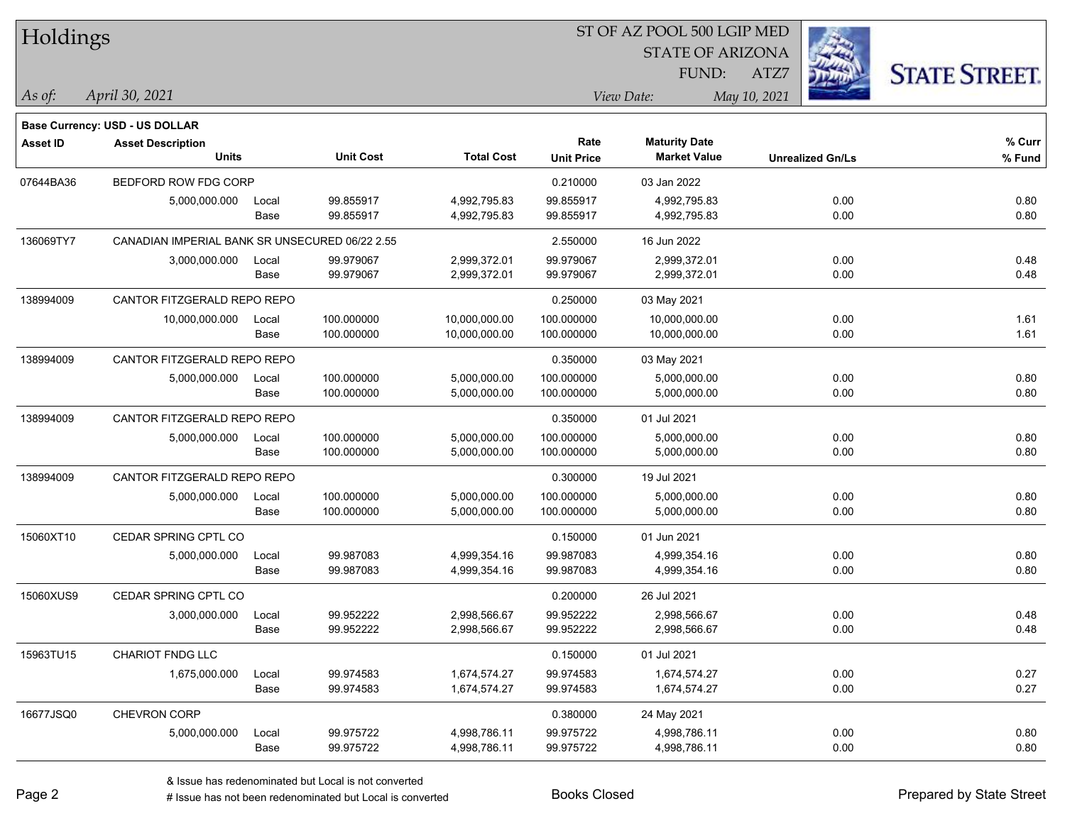# Holdings

ST OF AZ POOL 500 LGIP MED
STATE OF ARIZONA
FUND: ATZ7

*As of:* *April 30, 2021*

*View Date:* *May 10, 2021*

**Base Currency: USD - US DOLLAR**

| Asset ID | Asset Description / Units | | Unit Cost | Total Cost | Rate / Unit Price | Maturity Date / Market Value | Unrealized Gn/Ls | % Curr / % Fund |
|---|---|---|---|---|---|---|---|---|
| 07644BA36 | BEDFORD ROW FDG CORP | | | | 0.210000 | 03 Jan 2022 | | |
| | 5,000,000.000 | Local | 99.855917 | 4,992,795.83 | 99.855917 | 4,992,795.83 | 0.00 | 0.80 |
| | | Base | 99.855917 | 4,992,795.83 | 99.855917 | 4,992,795.83 | 0.00 | 0.80 |
| 136069TY7 | CANADIAN IMPERIAL BANK SR UNSECURED 06/22 2.55 | | | | 2.550000 | 16 Jun 2022 | | |
| | 3,000,000.000 | Local | 99.979067 | 2,999,372.01 | 99.979067 | 2,999,372.01 | 0.00 | 0.48 |
| | | Base | 99.979067 | 2,999,372.01 | 99.979067 | 2,999,372.01 | 0.00 | 0.48 |
| 138994009 | CANTOR FITZGERALD REPO REPO | | | | 0.250000 | 03 May 2021 | | |
| | 10,000,000.000 | Local | 100.000000 | 10,000,000.00 | 100.000000 | 10,000,000.00 | 0.00 | 1.61 |
| | | Base | 100.000000 | 10,000,000.00 | 100.000000 | 10,000,000.00 | 0.00 | 1.61 |
| 138994009 | CANTOR FITZGERALD REPO REPO | | | | 0.350000 | 03 May 2021 | | |
| | 5,000,000.000 | Local | 100.000000 | 5,000,000.00 | 100.000000 | 5,000,000.00 | 0.00 | 0.80 |
| | | Base | 100.000000 | 5,000,000.00 | 100.000000 | 5,000,000.00 | 0.00 | 0.80 |
| 138994009 | CANTOR FITZGERALD REPO REPO | | | | 0.350000 | 01 Jul 2021 | | |
| | 5,000,000.000 | Local | 100.000000 | 5,000,000.00 | 100.000000 | 5,000,000.00 | 0.00 | 0.80 |
| | | Base | 100.000000 | 5,000,000.00 | 100.000000 | 5,000,000.00 | 0.00 | 0.80 |
| 138994009 | CANTOR FITZGERALD REPO REPO | | | | 0.300000 | 19 Jul 2021 | | |
| | 5,000,000.000 | Local | 100.000000 | 5,000,000.00 | 100.000000 | 5,000,000.00 | 0.00 | 0.80 |
| | | Base | 100.000000 | 5,000,000.00 | 100.000000 | 5,000,000.00 | 0.00 | 0.80 |
| 15060XT10 | CEDAR SPRING CPTL CO | | | | 0.150000 | 01 Jun 2021 | | |
| | 5,000,000.000 | Local | 99.987083 | 4,999,354.16 | 99.987083 | 4,999,354.16 | 0.00 | 0.80 |
| | | Base | 99.987083 | 4,999,354.16 | 99.987083 | 4,999,354.16 | 0.00 | 0.80 |
| 15060XUS9 | CEDAR SPRING CPTL CO | | | | 0.200000 | 26 Jul 2021 | | |
| | 3,000,000.000 | Local | 99.952222 | 2,998,566.67 | 99.952222 | 2,998,566.67 | 0.00 | 0.48 |
| | | Base | 99.952222 | 2,998,566.67 | 99.952222 | 2,998,566.67 | 0.00 | 0.48 |
| 15963TU15 | CHARIOT FNDG LLC | | | | 0.150000 | 01 Jul 2021 | | |
| | 1,675,000.000 | Local | 99.974583 | 1,674,574.27 | 99.974583 | 1,674,574.27 | 0.00 | 0.27 |
| | | Base | 99.974583 | 1,674,574.27 | 99.974583 | 1,674,574.27 | 0.00 | 0.27 |
| 16677JSQ0 | CHEVRON CORP | | | | 0.380000 | 24 May 2021 | | |
| | 5,000,000.000 | Local | 99.975722 | 4,998,786.11 | 99.975722 | 4,998,786.11 | 0.00 | 0.80 |
| | | Base | 99.975722 | 4,998,786.11 | 99.975722 | 4,998,786.11 | 0.00 | 0.80 |

& Issue has redenominated but Local is not converted
# Issue has not been redenominated but Local is converted

Books Closed

Prepared by State Street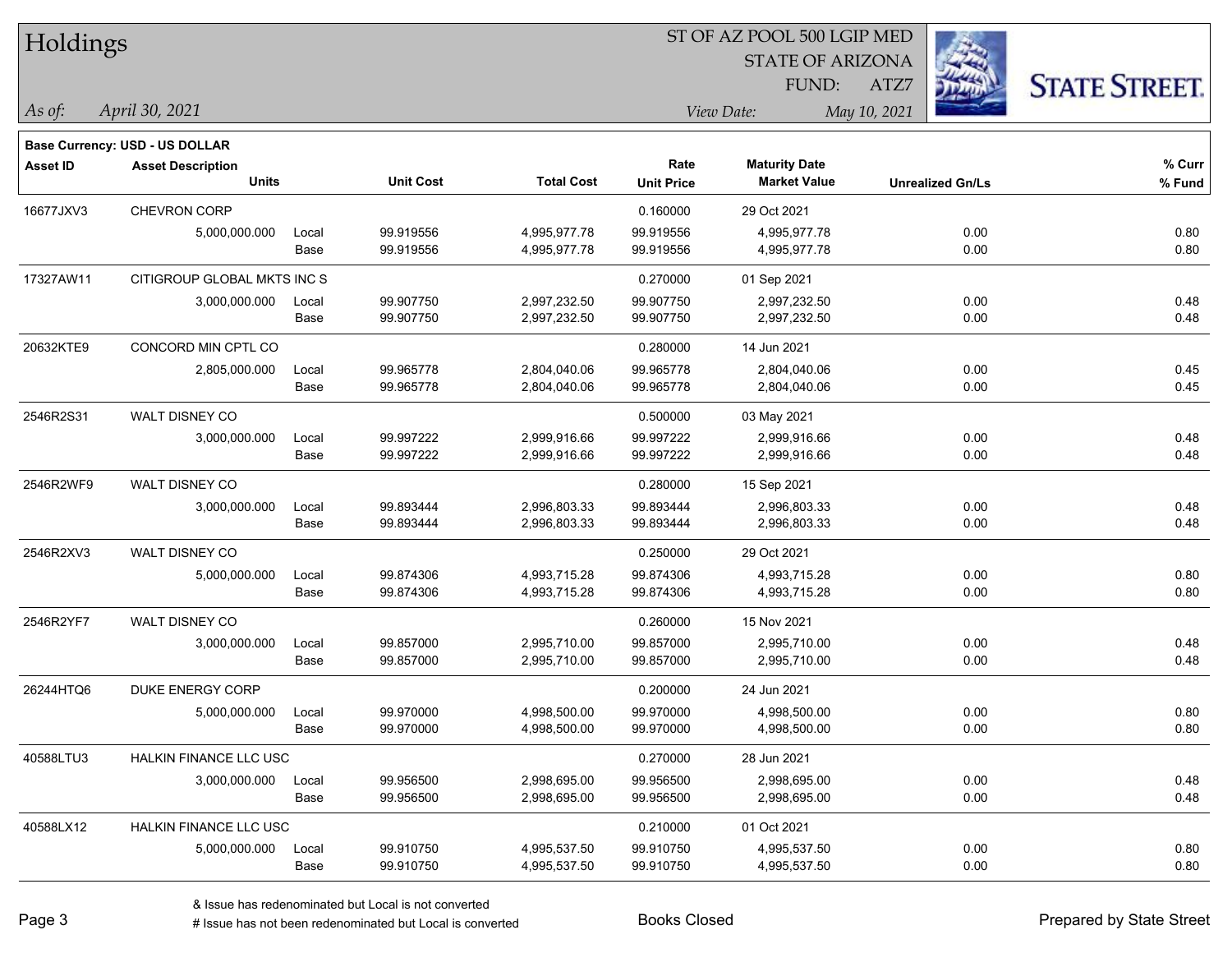# Holdings

ST OF AZ POOL 500 LGIP MED
STATE OF ARIZONA
FUND: ATZ7

*As of:* *April 30, 2021*

*View Date:* *May 10, 2021*

**Base Currency: USD - US DOLLAR**

| Asset ID | Asset Description / Units | | Unit Cost | Total Cost | Rate / Unit Price | Maturity Date / Market Value | Unrealized Gn/Ls | % Curr / % Fund |
|---|---|---|---|---|---|---|---|---|
| 16677JXV3 | CHEVRON CORP | | | | 0.160000 | 29 Oct 2021 | | |
| | 5,000,000.000 | Local | 99.919556 | 4,995,977.78 | 99.919556 | 4,995,977.78 | 0.00 | 0.80 |
| | | Base | 99.919556 | 4,995,977.78 | 99.919556 | 4,995,977.78 | 0.00 | 0.80 |
| 17327AW11 | CITIGROUP GLOBAL MKTS INC S | | | | 0.270000 | 01 Sep 2021 | | |
| | 3,000,000.000 | Local | 99.907750 | 2,997,232.50 | 99.907750 | 2,997,232.50 | 0.00 | 0.48 |
| | | Base | 99.907750 | 2,997,232.50 | 99.907750 | 2,997,232.50 | 0.00 | 0.48 |
| 20632KTE9 | CONCORD MIN CPTL CO | | | | 0.280000 | 14 Jun 2021 | | |
| | 2,805,000.000 | Local | 99.965778 | 2,804,040.06 | 99.965778 | 2,804,040.06 | 0.00 | 0.45 |
| | | Base | 99.965778 | 2,804,040.06 | 99.965778 | 2,804,040.06 | 0.00 | 0.45 |
| 2546R2S31 | WALT DISNEY CO | | | | 0.500000 | 03 May 2021 | | |
| | 3,000,000.000 | Local | 99.997222 | 2,999,916.66 | 99.997222 | 2,999,916.66 | 0.00 | 0.48 |
| | | Base | 99.997222 | 2,999,916.66 | 99.997222 | 2,999,916.66 | 0.00 | 0.48 |
| 2546R2WF9 | WALT DISNEY CO | | | | 0.280000 | 15 Sep 2021 | | |
| | 3,000,000.000 | Local | 99.893444 | 2,996,803.33 | 99.893444 | 2,996,803.33 | 0.00 | 0.48 |
| | | Base | 99.893444 | 2,996,803.33 | 99.893444 | 2,996,803.33 | 0.00 | 0.48 |
| 2546R2XV3 | WALT DISNEY CO | | | | 0.250000 | 29 Oct 2021 | | |
| | 5,000,000.000 | Local | 99.874306 | 4,993,715.28 | 99.874306 | 4,993,715.28 | 0.00 | 0.80 |
| | | Base | 99.874306 | 4,993,715.28 | 99.874306 | 4,993,715.28 | 0.00 | 0.80 |
| 2546R2YF7 | WALT DISNEY CO | | | | 0.260000 | 15 Nov 2021 | | |
| | 3,000,000.000 | Local | 99.857000 | 2,995,710.00 | 99.857000 | 2,995,710.00 | 0.00 | 0.48 |
| | | Base | 99.857000 | 2,995,710.00 | 99.857000 | 2,995,710.00 | 0.00 | 0.48 |
| 26244HTQ6 | DUKE ENERGY CORP | | | | 0.200000 | 24 Jun 2021 | | |
| | 5,000,000.000 | Local | 99.970000 | 4,998,500.00 | 99.970000 | 4,998,500.00 | 0.00 | 0.80 |
| | | Base | 99.970000 | 4,998,500.00 | 99.970000 | 4,998,500.00 | 0.00 | 0.80 |
| 40588LTU3 | HALKIN FINANCE LLC USC | | | | 0.270000 | 28 Jun 2021 | | |
| | 3,000,000.000 | Local | 99.956500 | 2,998,695.00 | 99.956500 | 2,998,695.00 | 0.00 | 0.48 |
| | | Base | 99.956500 | 2,998,695.00 | 99.956500 | 2,998,695.00 | 0.00 | 0.48 |
| 40588LX12 | HALKIN FINANCE LLC USC | | | | 0.210000 | 01 Oct 2021 | | |
| | 5,000,000.000 | Local | 99.910750 | 4,995,537.50 | 99.910750 | 4,995,537.50 | 0.00 | 0.80 |
| | | Base | 99.910750 | 4,995,537.50 | 99.910750 | 4,995,537.50 | 0.00 | 0.80 |

& Issue has redenominated but Local is not converted
# Issue has not been redenominated but Local is converted

Books Closed

Prepared by State Street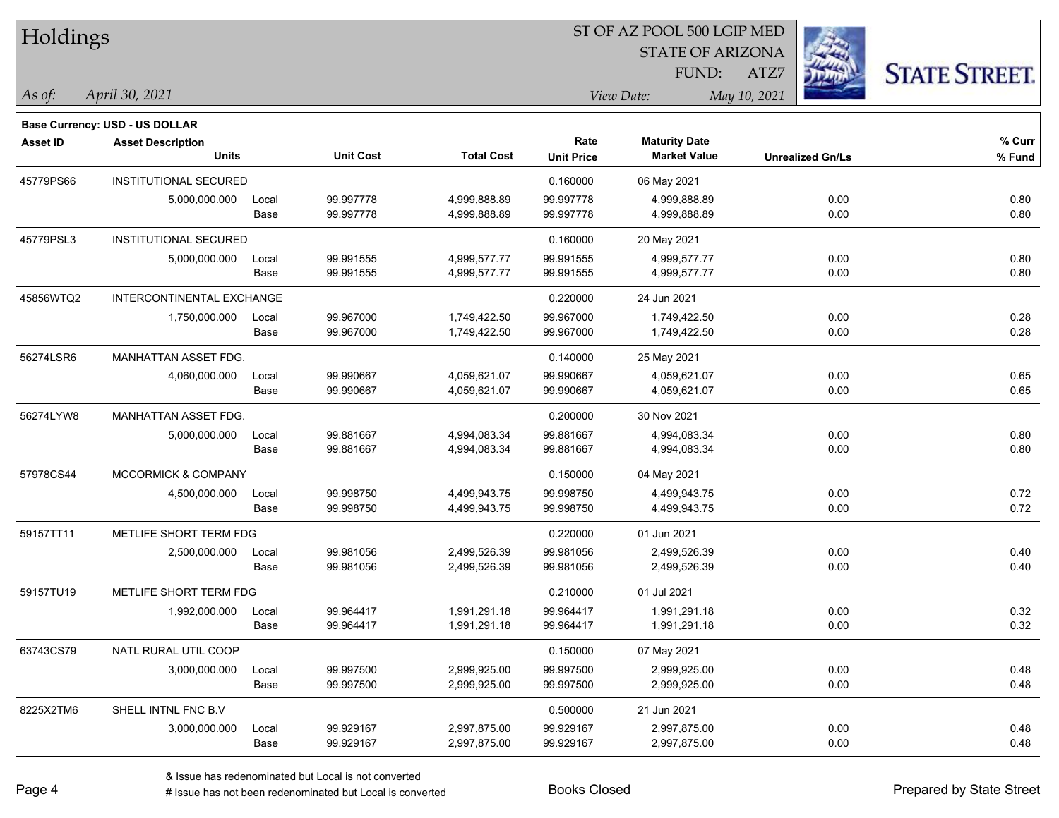# Holdings

ST OF AZ POOL 500 LGIP MED
STATE OF ARIZONA
FUND: ATZ7

*As of:* *April 30, 2021*
*View Date:* *May 10, 2021*

**Base Currency: USD - US DOLLAR**

| Asset ID | Asset Description / Units | | Unit Cost | Total Cost | Rate / Unit Price | Maturity Date / Market Value | Unrealized Gn/Ls | % Curr / % Fund |
|---|---|---|---|---|---|---|---|---|
| 45779PS66 | INSTITUTIONAL SECURED | | | | 0.160000 | 06 May 2021 | | |
| | 5,000,000.000 | Local | 99.997778 | 4,999,888.89 | 99.997778 | 4,999,888.89 | 0.00 | 0.80 |
| | | Base | 99.997778 | 4,999,888.89 | 99.997778 | 4,999,888.89 | 0.00 | 0.80 |
| 45779PSL3 | INSTITUTIONAL SECURED | | | | 0.160000 | 20 May 2021 | | |
| | 5,000,000.000 | Local | 99.991555 | 4,999,577.77 | 99.991555 | 4,999,577.77 | 0.00 | 0.80 |
| | | Base | 99.991555 | 4,999,577.77 | 99.991555 | 4,999,577.77 | 0.00 | 0.80 |
| 45856WTQ2 | INTERCONTINENTAL EXCHANGE | | | | 0.220000 | 24 Jun 2021 | | |
| | 1,750,000.000 | Local | 99.967000 | 1,749,422.50 | 99.967000 | 1,749,422.50 | 0.00 | 0.28 |
| | | Base | 99.967000 | 1,749,422.50 | 99.967000 | 1,749,422.50 | 0.00 | 0.28 |
| 56274LSR6 | MANHATTAN ASSET FDG. | | | | 0.140000 | 25 May 2021 | | |
| | 4,060,000.000 | Local | 99.990667 | 4,059,621.07 | 99.990667 | 4,059,621.07 | 0.00 | 0.65 |
| | | Base | 99.990667 | 4,059,621.07 | 99.990667 | 4,059,621.07 | 0.00 | 0.65 |
| 56274LYW8 | MANHATTAN ASSET FDG. | | | | 0.200000 | 30 Nov 2021 | | |
| | 5,000,000.000 | Local | 99.881667 | 4,994,083.34 | 99.881667 | 4,994,083.34 | 0.00 | 0.80 |
| | | Base | 99.881667 | 4,994,083.34 | 99.881667 | 4,994,083.34 | 0.00 | 0.80 |
| 57978CS44 | MCCORMICK & COMPANY | | | | 0.150000 | 04 May 2021 | | |
| | 4,500,000.000 | Local | 99.998750 | 4,499,943.75 | 99.998750 | 4,499,943.75 | 0.00 | 0.72 |
| | | Base | 99.998750 | 4,499,943.75 | 99.998750 | 4,499,943.75 | 0.00 | 0.72 |
| 59157TT11 | METLIFE SHORT TERM FDG | | | | 0.220000 | 01 Jun 2021 | | |
| | 2,500,000.000 | Local | 99.981056 | 2,499,526.39 | 99.981056 | 2,499,526.39 | 0.00 | 0.40 |
| | | Base | 99.981056 | 2,499,526.39 | 99.981056 | 2,499,526.39 | 0.00 | 0.40 |
| 59157TU19 | METLIFE SHORT TERM FDG | | | | 0.210000 | 01 Jul 2021 | | |
| | 1,992,000.000 | Local | 99.964417 | 1,991,291.18 | 99.964417 | 1,991,291.18 | 0.00 | 0.32 |
| | | Base | 99.964417 | 1,991,291.18 | 99.964417 | 1,991,291.18 | 0.00 | 0.32 |
| 63743CS79 | NATL RURAL UTIL COOP | | | | 0.150000 | 07 May 2021 | | |
| | 3,000,000.000 | Local | 99.997500 | 2,999,925.00 | 99.997500 | 2,999,925.00 | 0.00 | 0.48 |
| | | Base | 99.997500 | 2,999,925.00 | 99.997500 | 2,999,925.00 | 0.00 | 0.48 |
| 8225X2TM6 | SHELL INTNL FNC B.V | | | | 0.500000 | 21 Jun 2021 | | |
| | 3,000,000.000 | Local | 99.929167 | 2,997,875.00 | 99.929167 | 2,997,875.00 | 0.00 | 0.48 |
| | | Base | 99.929167 | 2,997,875.00 | 99.929167 | 2,997,875.00 | 0.00 | 0.48 |

& Issue has redenominated but Local is not converted
# Issue has not been redenominated but Local is converted

Books Closed

Prepared by State Street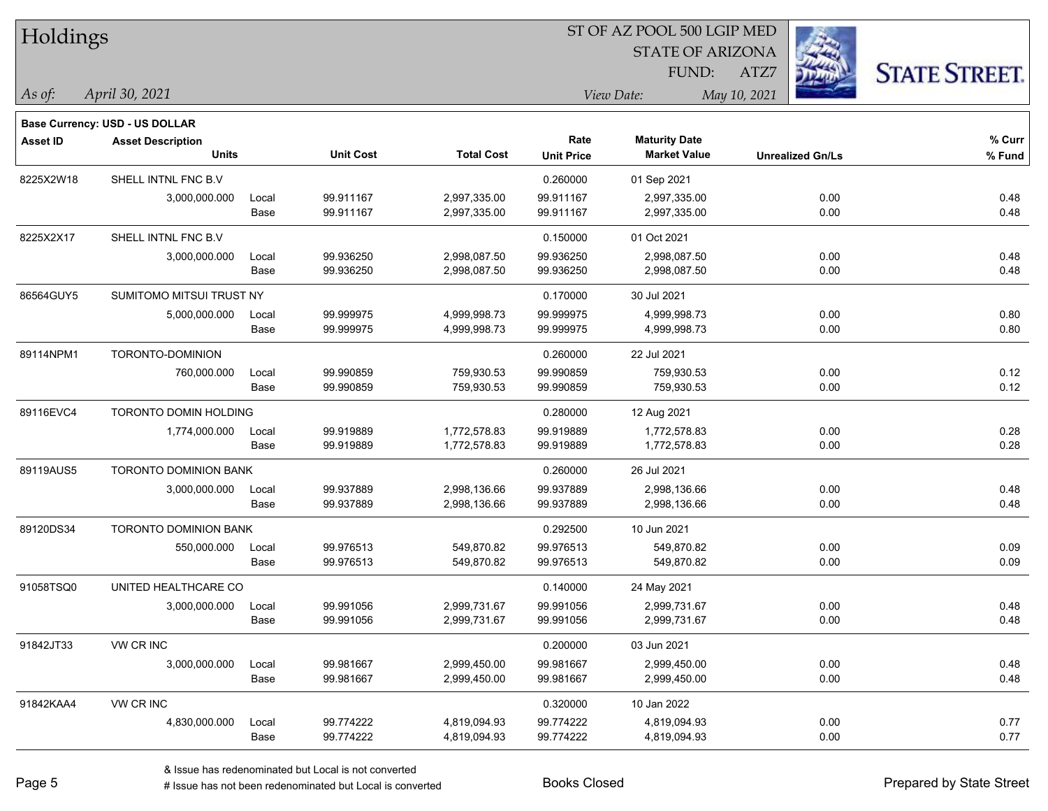# Holdings

ST OF AZ POOL 500 LGIP MED
STATE OF ARIZONA
FUND: ATZ7

*As of:* *April 30, 2021*

*View Date:* *May 10, 2021*

**Base Currency: USD - US DOLLAR**

| Asset ID | Asset Description / Units | | Unit Cost | Total Cost | Rate / Unit Price | Maturity Date / Market Value | Unrealized Gn/Ls | % Curr / % Fund |
|---|---|---|---|---|---|---|---|---|
| 8225X2W18 | SHELL INTNL FNC B.V | | | | 0.260000 | 01 Sep 2021 | | |
| | 3,000,000.000 | Local | 99.911167 | 2,997,335.00 | 99.911167 | 2,997,335.00 | 0.00 | 0.48 |
| | | Base | 99.911167 | 2,997,335.00 | 99.911167 | 2,997,335.00 | 0.00 | 0.48 |
| 8225X2X17 | SHELL INTNL FNC B.V | | | | 0.150000 | 01 Oct 2021 | | |
| | 3,000,000.000 | Local | 99.936250 | 2,998,087.50 | 99.936250 | 2,998,087.50 | 0.00 | 0.48 |
| | | Base | 99.936250 | 2,998,087.50 | 99.936250 | 2,998,087.50 | 0.00 | 0.48 |
| 86564GUY5 | SUMITOMO MITSUI TRUST NY | | | | 0.170000 | 30 Jul 2021 | | |
| | 5,000,000.000 | Local | 99.999975 | 4,999,998.73 | 99.999975 | 4,999,998.73 | 0.00 | 0.80 |
| | | Base | 99.999975 | 4,999,998.73 | 99.999975 | 4,999,998.73 | 0.00 | 0.80 |
| 89114NPM1 | TORONTO-DOMINION | | | | 0.260000 | 22 Jul 2021 | | |
| | 760,000.000 | Local | 99.990859 | 759,930.53 | 99.990859 | 759,930.53 | 0.00 | 0.12 |
| | | Base | 99.990859 | 759,930.53 | 99.990859 | 759,930.53 | 0.00 | 0.12 |
| 89116EVC4 | TORONTO DOMIN HOLDING | | | | 0.280000 | 12 Aug 2021 | | |
| | 1,774,000.000 | Local | 99.919889 | 1,772,578.83 | 99.919889 | 1,772,578.83 | 0.00 | 0.28 |
| | | Base | 99.919889 | 1,772,578.83 | 99.919889 | 1,772,578.83 | 0.00 | 0.28 |
| 89119AUS5 | TORONTO DOMINION BANK | | | | 0.260000 | 26 Jul 2021 | | |
| | 3,000,000.000 | Local | 99.937889 | 2,998,136.66 | 99.937889 | 2,998,136.66 | 0.00 | 0.48 |
| | | Base | 99.937889 | 2,998,136.66 | 99.937889 | 2,998,136.66 | 0.00 | 0.48 |
| 89120DS34 | TORONTO DOMINION BANK | | | | 0.292500 | 10 Jun 2021 | | |
| | 550,000.000 | Local | 99.976513 | 549,870.82 | 99.976513 | 549,870.82 | 0.00 | 0.09 |
| | | Base | 99.976513 | 549,870.82 | 99.976513 | 549,870.82 | 0.00 | 0.09 |
| 91058TSQ0 | UNITED HEALTHCARE CO | | | | 0.140000 | 24 May 2021 | | |
| | 3,000,000.000 | Local | 99.991056 | 2,999,731.67 | 99.991056 | 2,999,731.67 | 0.00 | 0.48 |
| | | Base | 99.991056 | 2,999,731.67 | 99.991056 | 2,999,731.67 | 0.00 | 0.48 |
| 91842JT33 | VW CR INC | | | | 0.200000 | 03 Jun 2021 | | |
| | 3,000,000.000 | Local | 99.981667 | 2,999,450.00 | 99.981667 | 2,999,450.00 | 0.00 | 0.48 |
| | | Base | 99.981667 | 2,999,450.00 | 99.981667 | 2,999,450.00 | 0.00 | 0.48 |
| 91842KAA4 | VW CR INC | | | | 0.320000 | 10 Jan 2022 | | |
| | 4,830,000.000 | Local | 99.774222 | 4,819,094.93 | 99.774222 | 4,819,094.93 | 0.00 | 0.77 |
| | | Base | 99.774222 | 4,819,094.93 | 99.774222 | 4,819,094.93 | 0.00 | 0.77 |

& Issue has redenominated but Local is not converted
# Issue has not been redenominated but Local is converted

Books Closed

Prepared by State Street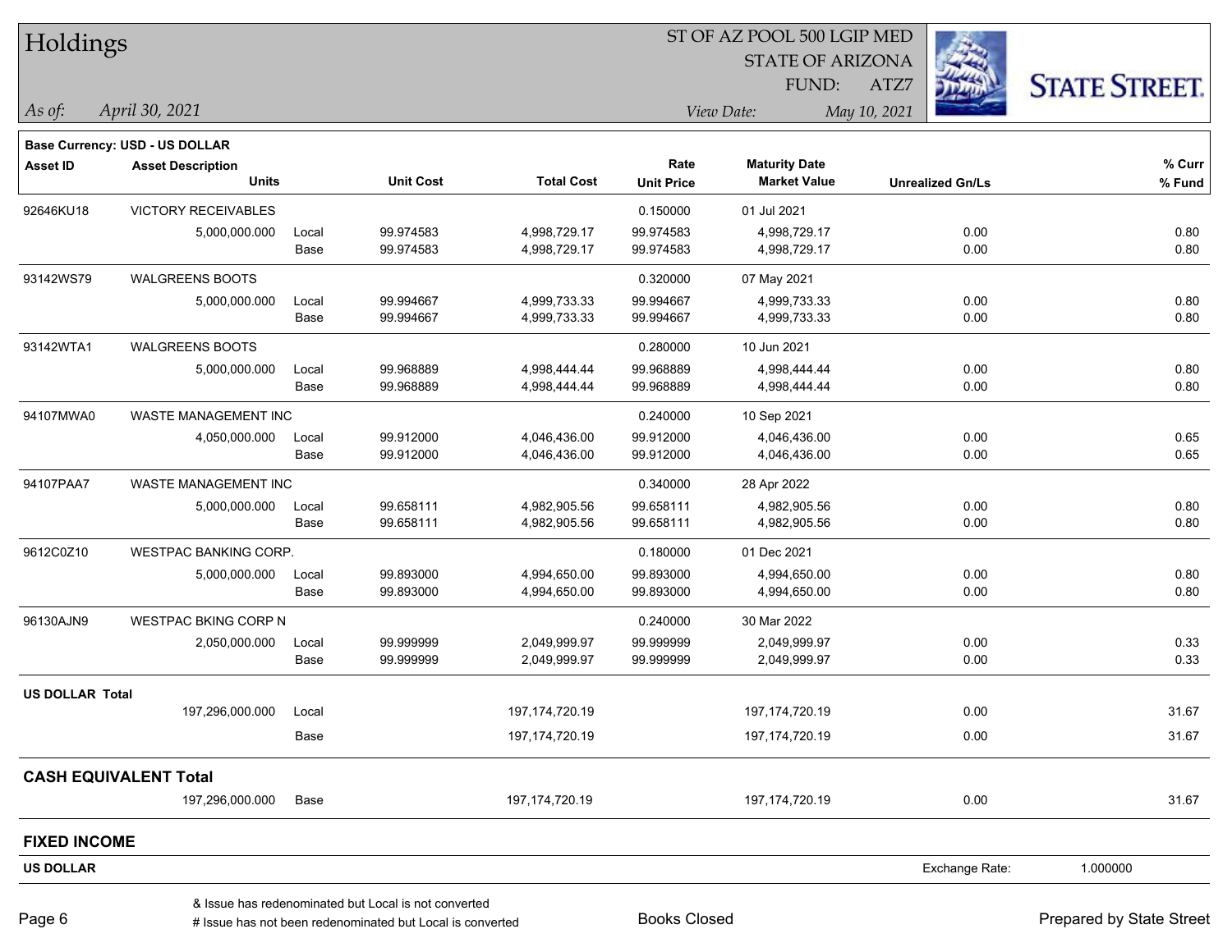# Holdings

ST OF AZ POOL 500 LGIP MED
STATE OF ARIZONA
FUND: ATZ7

*As of:* *April 30, 2021* *View Date:* *May 10, 2021*

**Base Currency: USD - US DOLLAR**

| Asset ID | Asset Description / Units | | Unit Cost | Total Cost | Rate / Unit Price | Maturity Date / Market Value | Unrealized Gn/Ls | % Curr / % Fund |
|---|---|---|---|---|---|---|---|---|
| 92646KU18 | VICTORY RECEIVABLES | | | | 0.150000 | 01 Jul 2021 | | |
| | 5,000,000.000 | Local | 99.974583 | 4,998,729.17 | 99.974583 | 4,998,729.17 | 0.00 | 0.80 |
| | | Base | 99.974583 | 4,998,729.17 | 99.974583 | 4,998,729.17 | 0.00 | 0.80 |
| 93142WS79 | WALGREENS BOOTS | | | | 0.320000 | 07 May 2021 | | |
| | 5,000,000.000 | Local | 99.994667 | 4,999,733.33 | 99.994667 | 4,999,733.33 | 0.00 | 0.80 |
| | | Base | 99.994667 | 4,999,733.33 | 99.994667 | 4,999,733.33 | 0.00 | 0.80 |
| 93142WTA1 | WALGREENS BOOTS | | | | 0.280000 | 10 Jun 2021 | | |
| | 5,000,000.000 | Local | 99.968889 | 4,998,444.44 | 99.968889 | 4,998,444.44 | 0.00 | 0.80 |
| | | Base | 99.968889 | 4,998,444.44 | 99.968889 | 4,998,444.44 | 0.00 | 0.80 |
| 94107MWA0 | WASTE MANAGEMENT INC | | | | 0.240000 | 10 Sep 2021 | | |
| | 4,050,000.000 | Local | 99.912000 | 4,046,436.00 | 99.912000 | 4,046,436.00 | 0.00 | 0.65 |
| | | Base | 99.912000 | 4,046,436.00 | 99.912000 | 4,046,436.00 | 0.00 | 0.65 |
| 94107PAA7 | WASTE MANAGEMENT INC | | | | 0.340000 | 28 Apr 2022 | | |
| | 5,000,000.000 | Local | 99.658111 | 4,982,905.56 | 99.658111 | 4,982,905.56 | 0.00 | 0.80 |
| | | Base | 99.658111 | 4,982,905.56 | 99.658111 | 4,982,905.56 | 0.00 | 0.80 |
| 9612C0Z10 | WESTPAC BANKING CORP. | | | | 0.180000 | 01 Dec 2021 | | |
| | 5,000,000.000 | Local | 99.893000 | 4,994,650.00 | 99.893000 | 4,994,650.00 | 0.00 | 0.80 |
| | | Base | 99.893000 | 4,994,650.00 | 99.893000 | 4,994,650.00 | 0.00 | 0.80 |
| 96130AJN9 | WESTPAC BKING CORP N | | | | 0.240000 | 30 Mar 2022 | | |
| | 2,050,000.000 | Local | 99.999999 | 2,049,999.97 | 99.999999 | 2,049,999.97 | 0.00 | 0.33 |
| | | Base | 99.999999 | 2,049,999.97 | 99.999999 | 2,049,999.97 | 0.00 | 0.33 |
| **US DOLLAR Total** | | | | | | | | |
| | 197,296,000.000 | Local | | 197,174,720.19 | | 197,174,720.19 | 0.00 | 31.67 |
| | | Base | | 197,174,720.19 | | 197,174,720.19 | 0.00 | 31.67 |

## CASH EQUIVALENT Total

| Units | | Total Cost | Market Value | Unrealized Gn/Ls | % Fund |
|---|---|---|---|---|---|
| 197,296,000.000 | Base | 197,174,720.19 | 197,174,720.19 | 0.00 | 31.67 |

## FIXED INCOME

**US DOLLAR** Exchange Rate: 1.000000

& Issue has redenominated but Local is not converted
# Issue has not been redenominated but Local is converted

Books Closed

Prepared by State Street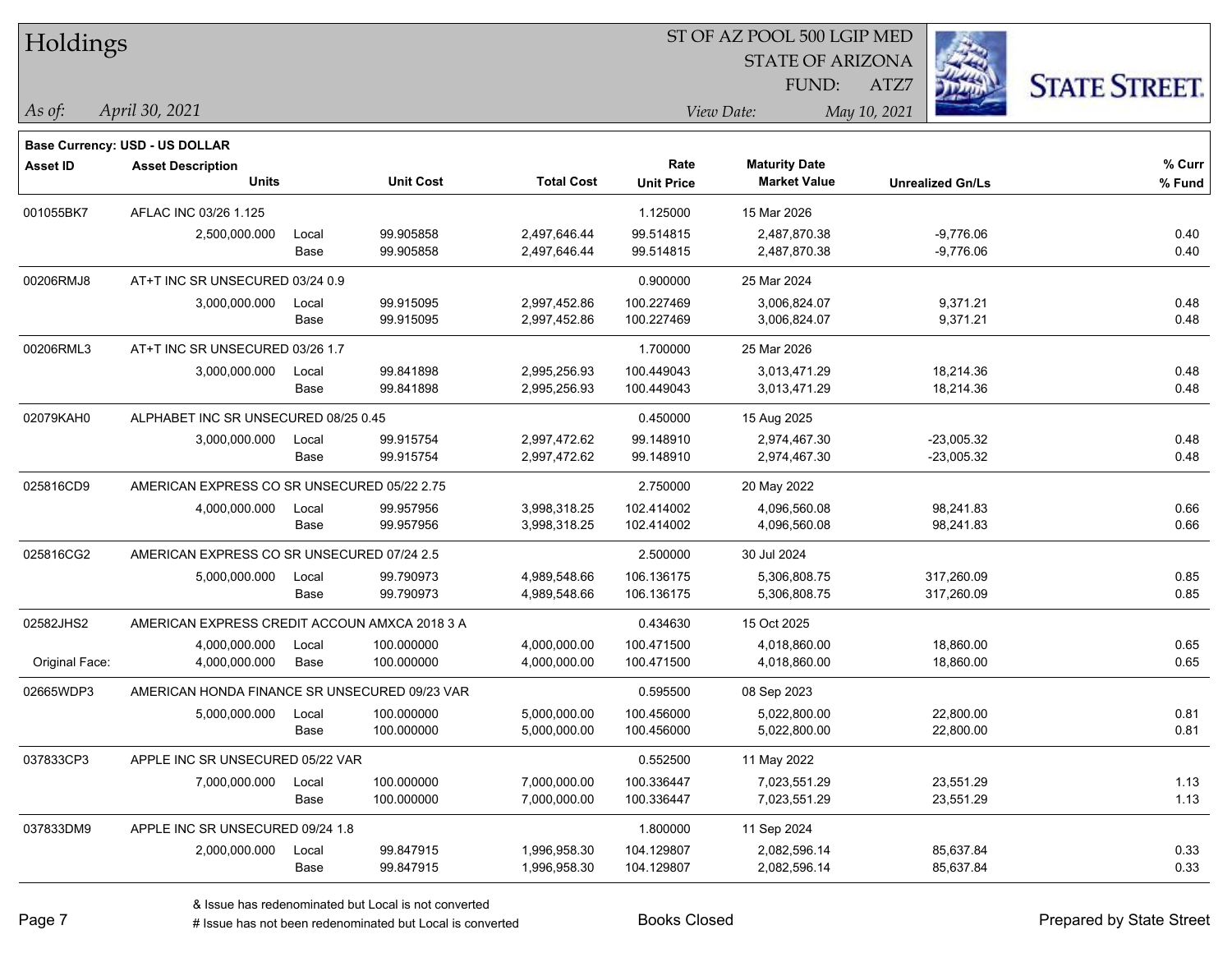# Holdings

ST OF AZ POOL 500 LGIP MED
STATE OF ARIZONA
FUND: ATZ7

*As of:* *April 30, 2021*

*View Date:* *May 10, 2021*

**Base Currency: USD - US DOLLAR**

| Asset ID | Asset Description / Units | | Unit Cost | Total Cost | Rate / Unit Price | Maturity Date / Market Value | Unrealized Gn/Ls | % Curr / % Fund |
|---|---|---|---|---|---|---|---|---|
| 001055BK7 | AFLAC INC 03/26 1.125 | | | | 1.125000 | 15 Mar 2026 | | |
| | 2,500,000.000 | Local | 99.905858 | 2,497,646.44 | 99.514815 | 2,487,870.38 | -9,776.06 | 0.40 |
| | | Base | 99.905858 | 2,497,646.44 | 99.514815 | 2,487,870.38 | -9,776.06 | 0.40 |
| 00206RMJ8 | AT+T INC SR UNSECURED 03/24 0.9 | | | | 0.900000 | 25 Mar 2024 | | |
| | 3,000,000.000 | Local | 99.915095 | 2,997,452.86 | 100.227469 | 3,006,824.07 | 9,371.21 | 0.48 |
| | | Base | 99.915095 | 2,997,452.86 | 100.227469 | 3,006,824.07 | 9,371.21 | 0.48 |
| 00206RML3 | AT+T INC SR UNSECURED 03/26 1.7 | | | | 1.700000 | 25 Mar 2026 | | |
| | 3,000,000.000 | Local | 99.841898 | 2,995,256.93 | 100.449043 | 3,013,471.29 | 18,214.36 | 0.48 |
| | | Base | 99.841898 | 2,995,256.93 | 100.449043 | 3,013,471.29 | 18,214.36 | 0.48 |
| 02079KAH0 | ALPHABET INC SR UNSECURED 08/25 0.45 | | | | 0.450000 | 15 Aug 2025 | | |
| | 3,000,000.000 | Local | 99.915754 | 2,997,472.62 | 99.148910 | 2,974,467.30 | -23,005.32 | 0.48 |
| | | Base | 99.915754 | 2,997,472.62 | 99.148910 | 2,974,467.30 | -23,005.32 | 0.48 |
| 025816CD9 | AMERICAN EXPRESS CO SR UNSECURED 05/22 2.75 | | | | 2.750000 | 20 May 2022 | | |
| | 4,000,000.000 | Local | 99.957956 | 3,998,318.25 | 102.414002 | 4,096,560.08 | 98,241.83 | 0.66 |
| | | Base | 99.957956 | 3,998,318.25 | 102.414002 | 4,096,560.08 | 98,241.83 | 0.66 |
| 025816CG2 | AMERICAN EXPRESS CO SR UNSECURED 07/24 2.5 | | | | 2.500000 | 30 Jul 2024 | | |
| | 5,000,000.000 | Local | 99.790973 | 4,989,548.66 | 106.136175 | 5,306,808.75 | 317,260.09 | 0.85 |
| | | Base | 99.790973 | 4,989,548.66 | 106.136175 | 5,306,808.75 | 317,260.09 | 0.85 |
| 02582JHS2 | AMERICAN EXPRESS CREDIT ACCOUN AMXCA 2018 3 A | | | | 0.434630 | 15 Oct 2025 | | |
| | 4,000,000.000 | Local | 100.000000 | 4,000,000.00 | 100.471500 | 4,018,860.00 | 18,860.00 | 0.65 |
| Original Face: | 4,000,000.000 | Base | 100.000000 | 4,000,000.00 | 100.471500 | 4,018,860.00 | 18,860.00 | 0.65 |
| 02665WDP3 | AMERICAN HONDA FINANCE SR UNSECURED 09/23 VAR | | | | 0.595500 | 08 Sep 2023 | | |
| | 5,000,000.000 | Local | 100.000000 | 5,000,000.00 | 100.456000 | 5,022,800.00 | 22,800.00 | 0.81 |
| | | Base | 100.000000 | 5,000,000.00 | 100.456000 | 5,022,800.00 | 22,800.00 | 0.81 |
| 037833CP3 | APPLE INC SR UNSECURED 05/22 VAR | | | | 0.552500 | 11 May 2022 | | |
| | 7,000,000.000 | Local | 100.000000 | 7,000,000.00 | 100.336447 | 7,023,551.29 | 23,551.29 | 1.13 |
| | | Base | 100.000000 | 7,000,000.00 | 100.336447 | 7,023,551.29 | 23,551.29 | 1.13 |
| 037833DM9 | APPLE INC SR UNSECURED 09/24 1.8 | | | | 1.800000 | 11 Sep 2024 | | |
| | 2,000,000.000 | Local | 99.847915 | 1,996,958.30 | 104.129807 | 2,082,596.14 | 85,637.84 | 0.33 |
| | | Base | 99.847915 | 1,996,958.30 | 104.129807 | 2,082,596.14 | 85,637.84 | 0.33 |

& Issue has redenominated but Local is not converted
# Issue has not been redenominated but Local is converted

Books Closed

Prepared by State Street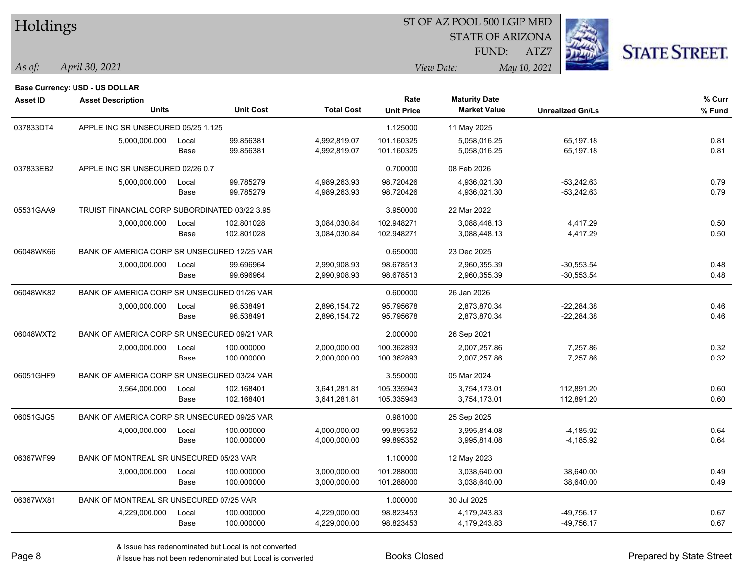# Holdings

ST OF AZ POOL 500 LGIP MED
STATE OF ARIZONA
FUND: ATZ7

*As of:* *April 30, 2021*

*View Date:* *May 10, 2021*

**Base Currency: USD - US DOLLAR**

| Asset ID | Asset Description / Units | | Unit Cost | Total Cost | Rate / Unit Price | Maturity Date / Market Value | Unrealized Gn/Ls | % Curr / % Fund |
|---|---|---|---|---|---|---|---|---|
| 037833DT4 | APPLE INC SR UNSECURED 05/25 1.125 | | | | 1.125000 | 11 May 2025 | | |
| | 5,000,000.000 | Local | 99.856381 | 4,992,819.07 | 101.160325 | 5,058,016.25 | 65,197.18 | 0.81 |
| | | Base | 99.856381 | 4,992,819.07 | 101.160325 | 5,058,016.25 | 65,197.18 | 0.81 |
| 037833EB2 | APPLE INC SR UNSECURED 02/26 0.7 | | | | 0.700000 | 08 Feb 2026 | | |
| | 5,000,000.000 | Local | 99.785279 | 4,989,263.93 | 98.720426 | 4,936,021.30 | -53,242.63 | 0.79 |
| | | Base | 99.785279 | 4,989,263.93 | 98.720426 | 4,936,021.30 | -53,242.63 | 0.79 |
| 05531GAA9 | TRUIST FINANCIAL CORP SUBORDINATED 03/22 3.95 | | | | 3.950000 | 22 Mar 2022 | | |
| | 3,000,000.000 | Local | 102.801028 | 3,084,030.84 | 102.948271 | 3,088,448.13 | 4,417.29 | 0.50 |
| | | Base | 102.801028 | 3,084,030.84 | 102.948271 | 3,088,448.13 | 4,417.29 | 0.50 |
| 06048WK66 | BANK OF AMERICA CORP SR UNSECURED 12/25 VAR | | | | 0.650000 | 23 Dec 2025 | | |
| | 3,000,000.000 | Local | 99.696964 | 2,990,908.93 | 98.678513 | 2,960,355.39 | -30,553.54 | 0.48 |
| | | Base | 99.696964 | 2,990,908.93 | 98.678513 | 2,960,355.39 | -30,553.54 | 0.48 |
| 06048WK82 | BANK OF AMERICA CORP SR UNSECURED 01/26 VAR | | | | 0.600000 | 26 Jan 2026 | | |
| | 3,000,000.000 | Local | 96.538491 | 2,896,154.72 | 95.795678 | 2,873,870.34 | -22,284.38 | 0.46 |
| | | Base | 96.538491 | 2,896,154.72 | 95.795678 | 2,873,870.34 | -22,284.38 | 0.46 |
| 06048WXT2 | BANK OF AMERICA CORP SR UNSECURED 09/21 VAR | | | | 2.000000 | 26 Sep 2021 | | |
| | 2,000,000.000 | Local | 100.000000 | 2,000,000.00 | 100.362893 | 2,007,257.86 | 7,257.86 | 0.32 |
| | | Base | 100.000000 | 2,000,000.00 | 100.362893 | 2,007,257.86 | 7,257.86 | 0.32 |
| 06051GHF9 | BANK OF AMERICA CORP SR UNSECURED 03/24 VAR | | | | 3.550000 | 05 Mar 2024 | | |
| | 3,564,000.000 | Local | 102.168401 | 3,641,281.81 | 105.335943 | 3,754,173.01 | 112,891.20 | 0.60 |
| | | Base | 102.168401 | 3,641,281.81 | 105.335943 | 3,754,173.01 | 112,891.20 | 0.60 |
| 06051GJG5 | BANK OF AMERICA CORP SR UNSECURED 09/25 VAR | | | | 0.981000 | 25 Sep 2025 | | |
| | 4,000,000.000 | Local | 100.000000 | 4,000,000.00 | 99.895352 | 3,995,814.08 | -4,185.92 | 0.64 |
| | | Base | 100.000000 | 4,000,000.00 | 99.895352 | 3,995,814.08 | -4,185.92 | 0.64 |
| 06367WF99 | BANK OF MONTREAL SR UNSECURED 05/23 VAR | | | | 1.100000 | 12 May 2023 | | |
| | 3,000,000.000 | Local | 100.000000 | 3,000,000.00 | 101.288000 | 3,038,640.00 | 38,640.00 | 0.49 |
| | | Base | 100.000000 | 3,000,000.00 | 101.288000 | 3,038,640.00 | 38,640.00 | 0.49 |
| 06367WX81 | BANK OF MONTREAL SR UNSECURED 07/25 VAR | | | | 1.000000 | 30 Jul 2025 | | |
| | 4,229,000.000 | Local | 100.000000 | 4,229,000.00 | 98.823453 | 4,179,243.83 | -49,756.17 | 0.67 |
| | | Base | 100.000000 | 4,229,000.00 | 98.823453 | 4,179,243.83 | -49,756.17 | 0.67 |

& Issue has redenominated but Local is not converted

# Issue has not been redenominated but Local is converted

Books Closed

Prepared by State Street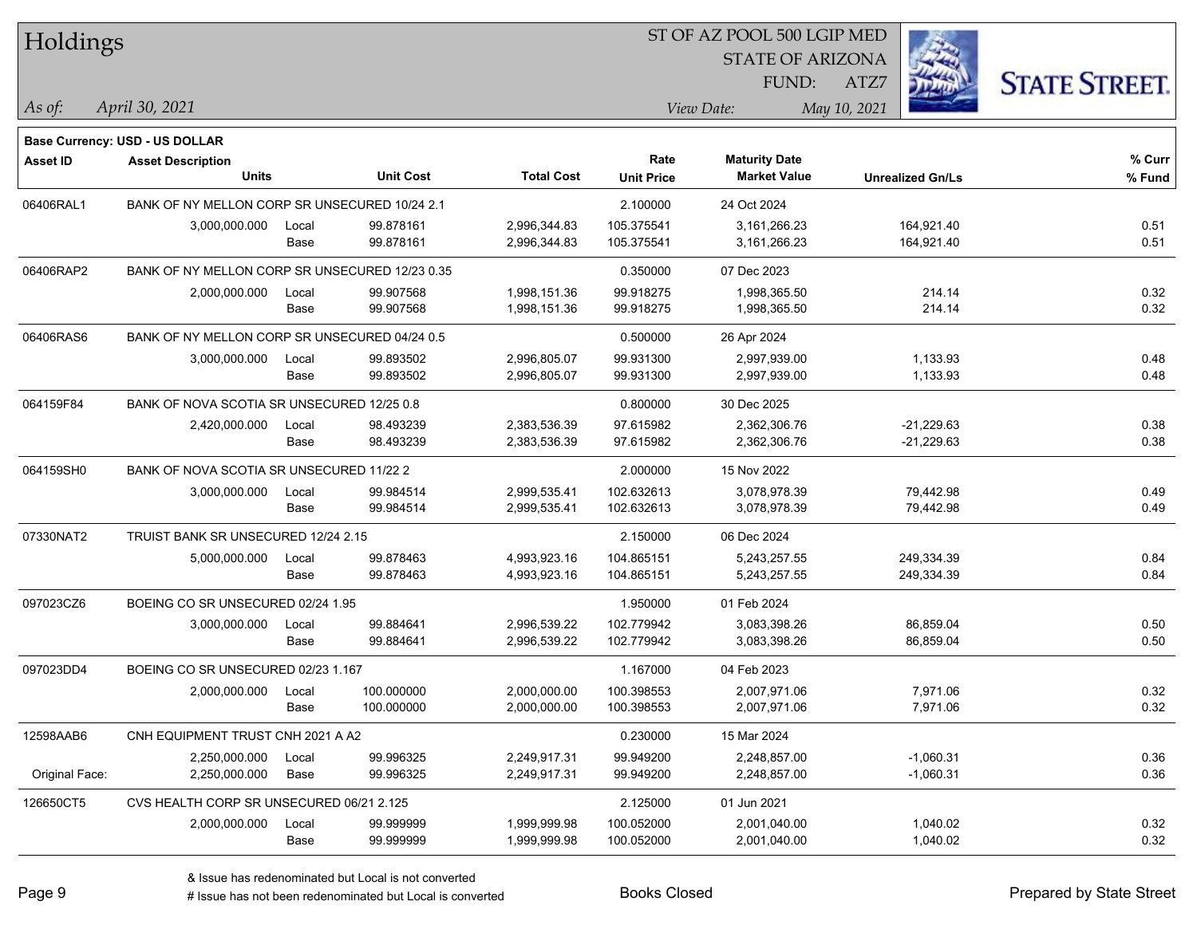# Holdings

ST OF AZ POOL 500 LGIP MED
STATE OF ARIZONA
FUND: ATZ7

*As of:* *April 30, 2021*
*View Date:* *May 10, 2021*

**Base Currency: USD - US DOLLAR**

| Asset ID | Asset Description / Units | | Unit Cost | Total Cost | Rate / Unit Price | Maturity Date / Market Value | Unrealized Gn/Ls | % Curr / % Fund |
|---|---|---|---|---|---|---|---|---|
| 06406RAL1 | BANK OF NY MELLON CORP SR UNSECURED 10/24 2.1 | | | | 2.100000 | 24 Oct 2024 | | |
| | 3,000,000.000 | Local | 99.878161 | 2,996,344.83 | 105.375541 | 3,161,266.23 | 164,921.40 | 0.51 |
| | | Base | 99.878161 | 2,996,344.83 | 105.375541 | 3,161,266.23 | 164,921.40 | 0.51 |
| 06406RAP2 | BANK OF NY MELLON CORP SR UNSECURED 12/23 0.35 | | | | 0.350000 | 07 Dec 2023 | | |
| | 2,000,000.000 | Local | 99.907568 | 1,998,151.36 | 99.918275 | 1,998,365.50 | 214.14 | 0.32 |
| | | Base | 99.907568 | 1,998,151.36 | 99.918275 | 1,998,365.50 | 214.14 | 0.32 |
| 06406RAS6 | BANK OF NY MELLON CORP SR UNSECURED 04/24 0.5 | | | | 0.500000 | 26 Apr 2024 | | |
| | 3,000,000.000 | Local | 99.893502 | 2,996,805.07 | 99.931300 | 2,997,939.00 | 1,133.93 | 0.48 |
| | | Base | 99.893502 | 2,996,805.07 | 99.931300 | 2,997,939.00 | 1,133.93 | 0.48 |
| 064159F84 | BANK OF NOVA SCOTIA SR UNSECURED 12/25 0.8 | | | | 0.800000 | 30 Dec 2025 | | |
| | 2,420,000.000 | Local | 98.493239 | 2,383,536.39 | 97.615982 | 2,362,306.76 | -21,229.63 | 0.38 |
| | | Base | 98.493239 | 2,383,536.39 | 97.615982 | 2,362,306.76 | -21,229.63 | 0.38 |
| 064159SH0 | BANK OF NOVA SCOTIA SR UNSECURED 11/22 2 | | | | 2.000000 | 15 Nov 2022 | | |
| | 3,000,000.000 | Local | 99.984514 | 2,999,535.41 | 102.632613 | 3,078,978.39 | 79,442.98 | 0.49 |
| | | Base | 99.984514 | 2,999,535.41 | 102.632613 | 3,078,978.39 | 79,442.98 | 0.49 |
| 07330NAT2 | TRUIST BANK SR UNSECURED 12/24 2.15 | | | | 2.150000 | 06 Dec 2024 | | |
| | 5,000,000.000 | Local | 99.878463 | 4,993,923.16 | 104.865151 | 5,243,257.55 | 249,334.39 | 0.84 |
| | | Base | 99.878463 | 4,993,923.16 | 104.865151 | 5,243,257.55 | 249,334.39 | 0.84 |
| 097023CZ6 | BOEING CO SR UNSECURED 02/24 1.95 | | | | 1.950000 | 01 Feb 2024 | | |
| | 3,000,000.000 | Local | 99.884641 | 2,996,539.22 | 102.779942 | 3,083,398.26 | 86,859.04 | 0.50 |
| | | Base | 99.884641 | 2,996,539.22 | 102.779942 | 3,083,398.26 | 86,859.04 | 0.50 |
| 097023DD4 | BOEING CO SR UNSECURED 02/23 1.167 | | | | 1.167000 | 04 Feb 2023 | | |
| | 2,000,000.000 | Local | 100.000000 | 2,000,000.00 | 100.398553 | 2,007,971.06 | 7,971.06 | 0.32 |
| | | Base | 100.000000 | 2,000,000.00 | 100.398553 | 2,007,971.06 | 7,971.06 | 0.32 |
| 12598AAB6 | CNH EQUIPMENT TRUST CNH 2021 A A2 | | | | 0.230000 | 15 Mar 2024 | | |
| | 2,250,000.000 | Local | 99.996325 | 2,249,917.31 | 99.949200 | 2,248,857.00 | -1,060.31 | 0.36 |
| Original Face: | 2,250,000.000 | Base | 99.996325 | 2,249,917.31 | 99.949200 | 2,248,857.00 | -1,060.31 | 0.36 |
| 126650CT5 | CVS HEALTH CORP SR UNSECURED 06/21 2.125 | | | | 2.125000 | 01 Jun 2021 | | |
| | 2,000,000.000 | Local | 99.999999 | 1,999,999.98 | 100.052000 | 2,001,040.00 | 1,040.02 | 0.32 |
| | | Base | 99.999999 | 1,999,999.98 | 100.052000 | 2,001,040.00 | 1,040.02 | 0.32 |

& Issue has redenominated but Local is not converted
# Issue has not been redenominated but Local is converted

Books Closed

Prepared by State Street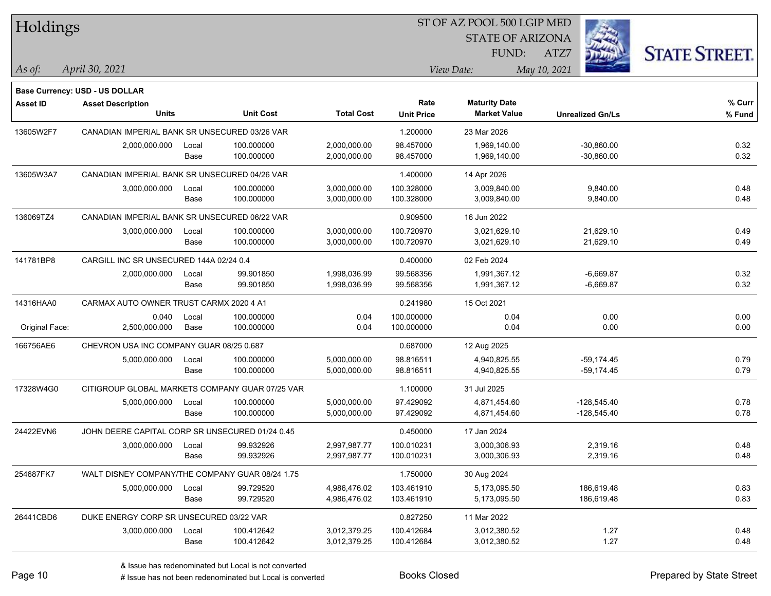# Holdings

ST OF AZ POOL 500 LGIP MED
STATE OF ARIZONA
FUND: ATZ7

*As of:* *April 30, 2021*

*View Date:* *May 10, 2021*

**Base Currency: USD - US DOLLAR**

| Asset ID | Asset Description Units | | Unit Cost | Total Cost | Rate Unit Price | Maturity Date Market Value | Unrealized Gn/Ls | % Curr % Fund |
|---|---|---|---|---|---|---|---|---|
| 13605W2F7 | CANADIAN IMPERIAL BANK SR UNSECURED 03/26 VAR | | | | 1.200000 | 23 Mar 2026 | | |
| | 2,000,000.000 | Local | 100.000000 | 2,000,000.00 | 98.457000 | 1,969,140.00 | -30,860.00 | 0.32 |
| | | Base | 100.000000 | 2,000,000.00 | 98.457000 | 1,969,140.00 | -30,860.00 | 0.32 |
| 13605W3A7 | CANADIAN IMPERIAL BANK SR UNSECURED 04/26 VAR | | | | 1.400000 | 14 Apr 2026 | | |
| | 3,000,000.000 | Local | 100.000000 | 3,000,000.00 | 100.328000 | 3,009,840.00 | 9,840.00 | 0.48 |
| | | Base | 100.000000 | 3,000,000.00 | 100.328000 | 3,009,840.00 | 9,840.00 | 0.48 |
| 136069TZ4 | CANADIAN IMPERIAL BANK SR UNSECURED 06/22 VAR | | | | 0.909500 | 16 Jun 2022 | | |
| | 3,000,000.000 | Local | 100.000000 | 3,000,000.00 | 100.720970 | 3,021,629.10 | 21,629.10 | 0.49 |
| | | Base | 100.000000 | 3,000,000.00 | 100.720970 | 3,021,629.10 | 21,629.10 | 0.49 |
| 141781BP8 | CARGILL INC SR UNSECURED 144A 02/24 0.4 | | | | 0.400000 | 02 Feb 2024 | | |
| | 2,000,000.000 | Local | 99.901850 | 1,998,036.99 | 99.568356 | 1,991,367.12 | -6,669.87 | 0.32 |
| | | Base | 99.901850 | 1,998,036.99 | 99.568356 | 1,991,367.12 | -6,669.87 | 0.32 |
| 14316HAA0 | CARMAX AUTO OWNER TRUST CARMX 2020 4 A1 | | | | 0.241980 | 15 Oct 2021 | | |
| | 0.040 | Local | 100.000000 | 0.04 | 100.000000 | 0.04 | 0.00 | 0.00 |
| Original Face: | 2,500,000.000 | Base | 100.000000 | 0.04 | 100.000000 | 0.04 | 0.00 | 0.00 |
| 166756AE6 | CHEVRON USA INC COMPANY GUAR 08/25 0.687 | | | | 0.687000 | 12 Aug 2025 | | |
| | 5,000,000.000 | Local | 100.000000 | 5,000,000.00 | 98.816511 | 4,940,825.55 | -59,174.45 | 0.79 |
| | | Base | 100.000000 | 5,000,000.00 | 98.816511 | 4,940,825.55 | -59,174.45 | 0.79 |
| 17328W4G0 | CITIGROUP GLOBAL MARKETS COMPANY GUAR 07/25 VAR | | | | 1.100000 | 31 Jul 2025 | | |
| | 5,000,000.000 | Local | 100.000000 | 5,000,000.00 | 97.429092 | 4,871,454.60 | -128,545.40 | 0.78 |
| | | Base | 100.000000 | 5,000,000.00 | 97.429092 | 4,871,454.60 | -128,545.40 | 0.78 |
| 24422EVN6 | JOHN DEERE CAPITAL CORP SR UNSECURED 01/24 0.45 | | | | 0.450000 | 17 Jan 2024 | | |
| | 3,000,000.000 | Local | 99.932926 | 2,997,987.77 | 100.010231 | 3,000,306.93 | 2,319.16 | 0.48 |
| | | Base | 99.932926 | 2,997,987.77 | 100.010231 | 3,000,306.93 | 2,319.16 | 0.48 |
| 254687FK7 | WALT DISNEY COMPANY/THE COMPANY GUAR 08/24 1.75 | | | | 1.750000 | 30 Aug 2024 | | |
| | 5,000,000.000 | Local | 99.729520 | 4,986,476.02 | 103.461910 | 5,173,095.50 | 186,619.48 | 0.83 |
| | | Base | 99.729520 | 4,986,476.02 | 103.461910 | 5,173,095.50 | 186,619.48 | 0.83 |
| 26441CBD6 | DUKE ENERGY CORP SR UNSECURED 03/22 VAR | | | | 0.827250 | 11 Mar 2022 | | |
| | 3,000,000.000 | Local | 100.412642 | 3,012,379.25 | 100.412684 | 3,012,380.52 | 1.27 | 0.48 |
| | | Base | 100.412642 | 3,012,379.25 | 100.412684 | 3,012,380.52 | 1.27 | 0.48 |

& Issue has redenominated but Local is not converted
# Issue has not been redenominated but Local is converted

Books Closed

Prepared by State Street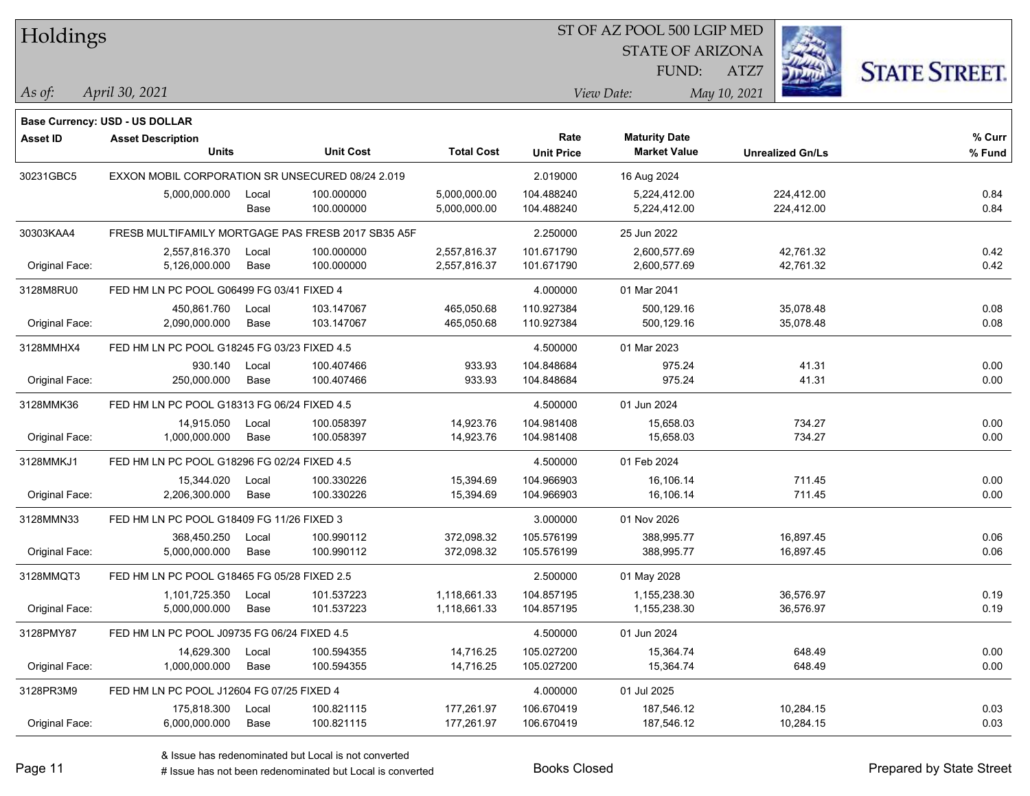# Holdings

ST OF AZ POOL 500 LGIP MED
STATE OF ARIZONA
FUND: ATZ7

*As of: April 30, 2021*
*View Date: May 10, 2021*

**Base Currency: USD - US DOLLAR**

| Asset ID | Asset Description / Units | | Unit Cost | Total Cost | Rate / Unit Price | Maturity Date / Market Value | Unrealized Gn/Ls | % Curr / % Fund |
|---|---|---|---|---|---|---|---|---|
| 30231GBC5 | EXXON MOBIL CORPORATION SR UNSECURED 08/24 2.019 | | | | 2.019000 | 16 Aug 2024 | | |
| | 5,000,000.000 | Local | 100.000000 | 5,000,000.00 | 104.488240 | 5,224,412.00 | 224,412.00 | 0.84 |
| | | Base | 100.000000 | 5,000,000.00 | 104.488240 | 5,224,412.00 | 224,412.00 | 0.84 |
| 30303KAA4 | FRESB MULTIFAMILY MORTGAGE PAS FRESB 2017 SB35 A5F | | | | 2.250000 | 25 Jun 2022 | | |
| | 2,557,816.370 | Local | 100.000000 | 2,557,816.37 | 101.671790 | 2,600,577.69 | 42,761.32 | 0.42 |
| Original Face: | 5,126,000.000 | Base | 100.000000 | 2,557,816.37 | 101.671790 | 2,600,577.69 | 42,761.32 | 0.42 |
| 3128M8RU0 | FED HM LN PC POOL G06499 FG 03/41 FIXED 4 | | | | 4.000000 | 01 Mar 2041 | | |
| | 450,861.760 | Local | 103.147067 | 465,050.68 | 110.927384 | 500,129.16 | 35,078.48 | 0.08 |
| Original Face: | 2,090,000.000 | Base | 103.147067 | 465,050.68 | 110.927384 | 500,129.16 | 35,078.48 | 0.08 |
| 3128MMHX4 | FED HM LN PC POOL G18245 FG 03/23 FIXED 4.5 | | | | 4.500000 | 01 Mar 2023 | | |
| | 930.140 | Local | 100.407466 | 933.93 | 104.848684 | 975.24 | 41.31 | 0.00 |
| Original Face: | 250,000.000 | Base | 100.407466 | 933.93 | 104.848684 | 975.24 | 41.31 | 0.00 |
| 3128MMK36 | FED HM LN PC POOL G18313 FG 06/24 FIXED 4.5 | | | | 4.500000 | 01 Jun 2024 | | |
| | 14,915.050 | Local | 100.058397 | 14,923.76 | 104.981408 | 15,658.03 | 734.27 | 0.00 |
| Original Face: | 1,000,000.000 | Base | 100.058397 | 14,923.76 | 104.981408 | 15,658.03 | 734.27 | 0.00 |
| 3128MMKJ1 | FED HM LN PC POOL G18296 FG 02/24 FIXED 4.5 | | | | 4.500000 | 01 Feb 2024 | | |
| | 15,344.020 | Local | 100.330226 | 15,394.69 | 104.966903 | 16,106.14 | 711.45 | 0.00 |
| Original Face: | 2,206,300.000 | Base | 100.330226 | 15,394.69 | 104.966903 | 16,106.14 | 711.45 | 0.00 |
| 3128MMN33 | FED HM LN PC POOL G18409 FG 11/26 FIXED 3 | | | | 3.000000 | 01 Nov 2026 | | |
| | 368,450.250 | Local | 100.990112 | 372,098.32 | 105.576199 | 388,995.77 | 16,897.45 | 0.06 |
| Original Face: | 5,000,000.000 | Base | 100.990112 | 372,098.32 | 105.576199 | 388,995.77 | 16,897.45 | 0.06 |
| 3128MMQT3 | FED HM LN PC POOL G18465 FG 05/28 FIXED 2.5 | | | | 2.500000 | 01 May 2028 | | |
| | 1,101,725.350 | Local | 101.537223 | 1,118,661.33 | 104.857195 | 1,155,238.30 | 36,576.97 | 0.19 |
| Original Face: | 5,000,000.000 | Base | 101.537223 | 1,118,661.33 | 104.857195 | 1,155,238.30 | 36,576.97 | 0.19 |
| 3128PMY87 | FED HM LN PC POOL J09735 FG 06/24 FIXED 4.5 | | | | 4.500000 | 01 Jun 2024 | | |
| | 14,629.300 | Local | 100.594355 | 14,716.25 | 105.027200 | 15,364.74 | 648.49 | 0.00 |
| Original Face: | 1,000,000.000 | Base | 100.594355 | 14,716.25 | 105.027200 | 15,364.74 | 648.49 | 0.00 |
| 3128PR3M9 | FED HM LN PC POOL J12604 FG 07/25 FIXED 4 | | | | 4.000000 | 01 Jul 2025 | | |
| | 175,818.300 | Local | 100.821115 | 177,261.97 | 106.670419 | 187,546.12 | 10,284.15 | 0.03 |
| Original Face: | 6,000,000.000 | Base | 100.821115 | 177,261.97 | 106.670419 | 187,546.12 | 10,284.15 | 0.03 |

& Issue has redenominated but Local is not converted
# Issue has not been redenominated but Local is converted

Books Closed

Prepared by State Street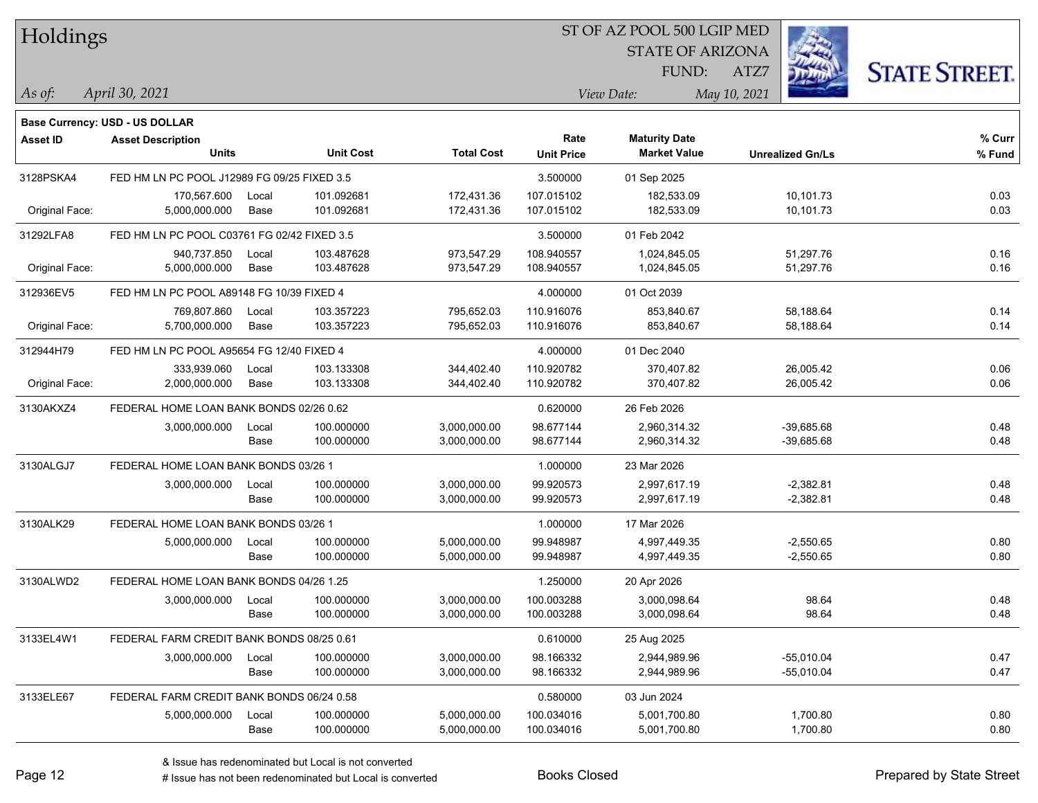# Holdings

ST OF AZ POOL 500 LGIP MED
STATE OF ARIZONA
FUND: ATZ7

*As of:* *April 30, 2021*

*View Date:* *May 10, 2021*

**Base Currency: USD - US DOLLAR**

| Asset ID | Asset Description / Units | | Unit Cost | Total Cost | Rate / Unit Price | Maturity Date / Market Value | Unrealized Gn/Ls | % Curr / % Fund |
|---|---|---|---|---|---|---|---|---|
| 3128PSKA4 | FED HM LN PC POOL J12989 FG 09/25 FIXED 3.5 | | | | 3.500000 | 01 Sep 2025 | | |
| | 170,567.600 | Local | 101.092681 | 172,431.36 | 107.015102 | 182,533.09 | 10,101.73 | 0.03 |
| Original Face: | 5,000,000.000 | Base | 101.092681 | 172,431.36 | 107.015102 | 182,533.09 | 10,101.73 | 0.03 |
| 31292LFA8 | FED HM LN PC POOL C03761 FG 02/42 FIXED 3.5 | | | | 3.500000 | 01 Feb 2042 | | |
| | 940,737.850 | Local | 103.487628 | 973,547.29 | 108.940557 | 1,024,845.05 | 51,297.76 | 0.16 |
| Original Face: | 5,000,000.000 | Base | 103.487628 | 973,547.29 | 108.940557 | 1,024,845.05 | 51,297.76 | 0.16 |
| 312936EV5 | FED HM LN PC POOL A89148 FG 10/39 FIXED 4 | | | | 4.000000 | 01 Oct 2039 | | |
| | 769,807.860 | Local | 103.357223 | 795,652.03 | 110.916076 | 853,840.67 | 58,188.64 | 0.14 |
| Original Face: | 5,700,000.000 | Base | 103.357223 | 795,652.03 | 110.916076 | 853,840.67 | 58,188.64 | 0.14 |
| 312944H79 | FED HM LN PC POOL A95654 FG 12/40 FIXED 4 | | | | 4.000000 | 01 Dec 2040 | | |
| | 333,939.060 | Local | 103.133308 | 344,402.40 | 110.920782 | 370,407.82 | 26,005.42 | 0.06 |
| Original Face: | 2,000,000.000 | Base | 103.133308 | 344,402.40 | 110.920782 | 370,407.82 | 26,005.42 | 0.06 |
| 3130AKXZ4 | FEDERAL HOME LOAN BANK BONDS 02/26 0.62 | | | | 0.620000 | 26 Feb 2026 | | |
| | 3,000,000.000 | Local | 100.000000 | 3,000,000.00 | 98.677144 | 2,960,314.32 | -39,685.68 | 0.48 |
| | | Base | 100.000000 | 3,000,000.00 | 98.677144 | 2,960,314.32 | -39,685.68 | 0.48 |
| 3130ALGJ7 | FEDERAL HOME LOAN BANK BONDS 03/26 1 | | | | 1.000000 | 23 Mar 2026 | | |
| | 3,000,000.000 | Local | 100.000000 | 3,000,000.00 | 99.920573 | 2,997,617.19 | -2,382.81 | 0.48 |
| | | Base | 100.000000 | 3,000,000.00 | 99.920573 | 2,997,617.19 | -2,382.81 | 0.48 |
| 3130ALK29 | FEDERAL HOME LOAN BANK BONDS 03/26 1 | | | | 1.000000 | 17 Mar 2026 | | |
| | 5,000,000.000 | Local | 100.000000 | 5,000,000.00 | 99.948987 | 4,997,449.35 | -2,550.65 | 0.80 |
| | | Base | 100.000000 | 5,000,000.00 | 99.948987 | 4,997,449.35 | -2,550.65 | 0.80 |
| 3130ALWD2 | FEDERAL HOME LOAN BANK BONDS 04/26 1.25 | | | | 1.250000 | 20 Apr 2026 | | |
| | 3,000,000.000 | Local | 100.000000 | 3,000,000.00 | 100.003288 | 3,000,098.64 | 98.64 | 0.48 |
| | | Base | 100.000000 | 3,000,000.00 | 100.003288 | 3,000,098.64 | 98.64 | 0.48 |
| 3133EL4W1 | FEDERAL FARM CREDIT BANK BONDS 08/25 0.61 | | | | 0.610000 | 25 Aug 2025 | | |
| | 3,000,000.000 | Local | 100.000000 | 3,000,000.00 | 98.166332 | 2,944,989.96 | -55,010.04 | 0.47 |
| | | Base | 100.000000 | 3,000,000.00 | 98.166332 | 2,944,989.96 | -55,010.04 | 0.47 |
| 3133ELE67 | FEDERAL FARM CREDIT BANK BONDS 06/24 0.58 | | | | 0.580000 | 03 Jun 2024 | | |
| | 5,000,000.000 | Local | 100.000000 | 5,000,000.00 | 100.034016 | 5,001,700.80 | 1,700.80 | 0.80 |
| | | Base | 100.000000 | 5,000,000.00 | 100.034016 | 5,001,700.80 | 1,700.80 | 0.80 |

& Issue has redenominated but Local is not converted
# Issue has not been redenominated but Local is converted

Books Closed

Prepared by State Street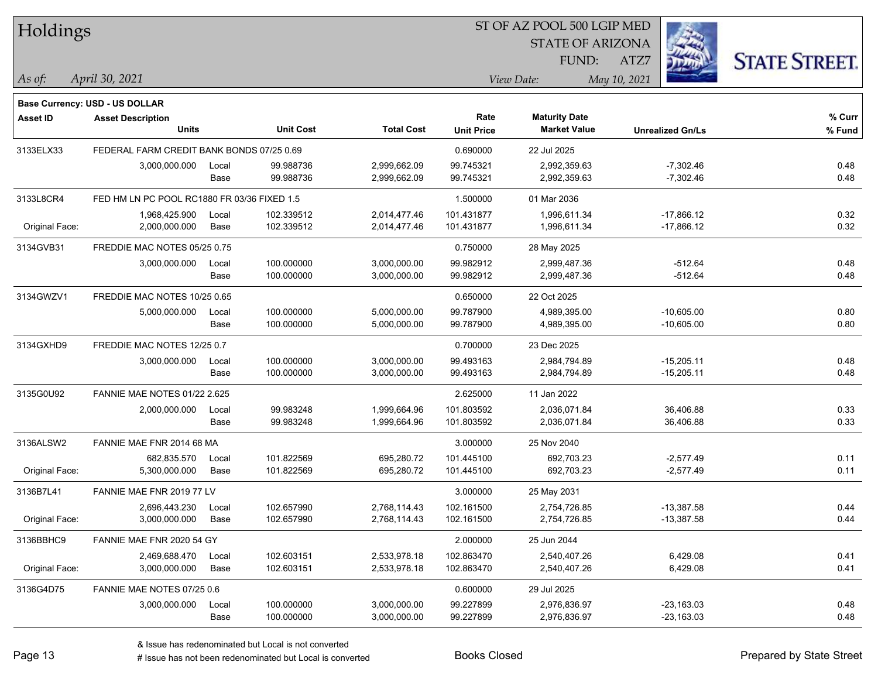# Holdings

ST OF AZ POOL 500 LGIP MED
STATE OF ARIZONA
FUND: ATZ7

*As of:* *April 30, 2021*
*View Date:* *May 10, 2021*

**Base Currency: USD - US DOLLAR**

| Asset ID | Asset Description / Units | | Unit Cost | Total Cost | Rate / Unit Price | Maturity Date / Market Value | Unrealized Gn/Ls | % Curr / % Fund |
|---|---|---|---|---|---|---|---|---|
| 3133ELX33 | FEDERAL FARM CREDIT BANK BONDS 07/25 0.69 | | | | 0.690000 | 22 Jul 2025 | | |
| | 3,000,000.000 | Local | 99.988736 | 2,999,662.09 | 99.745321 | 2,992,359.63 | -7,302.46 | 0.48 |
| | | Base | 99.988736 | 2,999,662.09 | 99.745321 | 2,992,359.63 | -7,302.46 | 0.48 |
| 3133L8CR4 | FED HM LN PC POOL RC1880 FR 03/36 FIXED 1.5 | | | | 1.500000 | 01 Mar 2036 | | |
| | 1,968,425.900 | Local | 102.339512 | 2,014,477.46 | 101.431877 | 1,996,611.34 | -17,866.12 | 0.32 |
| Original Face: | 2,000,000.000 | Base | 102.339512 | 2,014,477.46 | 101.431877 | 1,996,611.34 | -17,866.12 | 0.32 |
| 3134GVB31 | FREDDIE MAC NOTES 05/25 0.75 | | | | 0.750000 | 28 May 2025 | | |
| | 3,000,000.000 | Local | 100.000000 | 3,000,000.00 | 99.982912 | 2,999,487.36 | -512.64 | 0.48 |
| | | Base | 100.000000 | 3,000,000.00 | 99.982912 | 2,999,487.36 | -512.64 | 0.48 |
| 3134GWZV1 | FREDDIE MAC NOTES 10/25 0.65 | | | | 0.650000 | 22 Oct 2025 | | |
| | 5,000,000.000 | Local | 100.000000 | 5,000,000.00 | 99.787900 | 4,989,395.00 | -10,605.00 | 0.80 |
| | | Base | 100.000000 | 5,000,000.00 | 99.787900 | 4,989,395.00 | -10,605.00 | 0.80 |
| 3134GXHD9 | FREDDIE MAC NOTES 12/25 0.7 | | | | 0.700000 | 23 Dec 2025 | | |
| | 3,000,000.000 | Local | 100.000000 | 3,000,000.00 | 99.493163 | 2,984,794.89 | -15,205.11 | 0.48 |
| | | Base | 100.000000 | 3,000,000.00 | 99.493163 | 2,984,794.89 | -15,205.11 | 0.48 |
| 3135G0U92 | FANNIE MAE NOTES 01/22 2.625 | | | | 2.625000 | 11 Jan 2022 | | |
| | 2,000,000.000 | Local | 99.983248 | 1,999,664.96 | 101.803592 | 2,036,071.84 | 36,406.88 | 0.33 |
| | | Base | 99.983248 | 1,999,664.96 | 101.803592 | 2,036,071.84 | 36,406.88 | 0.33 |
| 3136ALSW2 | FANNIE MAE FNR 2014 68 MA | | | | 3.000000 | 25 Nov 2040 | | |
| | 682,835.570 | Local | 101.822569 | 695,280.72 | 101.445100 | 692,703.23 | -2,577.49 | 0.11 |
| Original Face: | 5,300,000.000 | Base | 101.822569 | 695,280.72 | 101.445100 | 692,703.23 | -2,577.49 | 0.11 |
| 3136B7L41 | FANNIE MAE FNR 2019 77 LV | | | | 3.000000 | 25 May 2031 | | |
| | 2,696,443.230 | Local | 102.657990 | 2,768,114.43 | 102.161500 | 2,754,726.85 | -13,387.58 | 0.44 |
| Original Face: | 3,000,000.000 | Base | 102.657990 | 2,768,114.43 | 102.161500 | 2,754,726.85 | -13,387.58 | 0.44 |
| 3136BBHC9 | FANNIE MAE FNR 2020 54 GY | | | | 2.000000 | 25 Jun 2044 | | |
| | 2,469,688.470 | Local | 102.603151 | 2,533,978.18 | 102.863470 | 2,540,407.26 | 6,429.08 | 0.41 |
| Original Face: | 3,000,000.000 | Base | 102.603151 | 2,533,978.18 | 102.863470 | 2,540,407.26 | 6,429.08 | 0.41 |
| 3136G4D75 | FANNIE MAE NOTES 07/25 0.6 | | | | 0.600000 | 29 Jul 2025 | | |
| | 3,000,000.000 | Local | 100.000000 | 3,000,000.00 | 99.227899 | 2,976,836.97 | -23,163.03 | 0.48 |
| | | Base | 100.000000 | 3,000,000.00 | 99.227899 | 2,976,836.97 | -23,163.03 | 0.48 |

& Issue has redenominated but Local is not converted
# Issue has not been redenominated but Local is converted

Books Closed

Prepared by State Street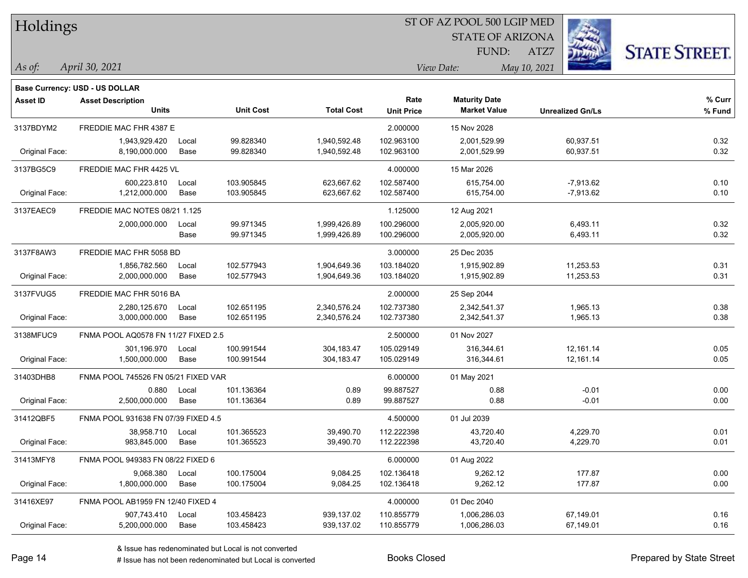# Holdings

ST OF AZ POOL 500 LGIP MED
STATE OF ARIZONA
FUND: ATZ7

*As of: April 30, 2021*

*View Date: May 10, 2021*

STATE STREET.

**Base Currency: USD - US DOLLAR**

| Asset ID | Asset Description / Units | | Unit Cost | Total Cost | Rate / Unit Price | Maturity Date / Market Value | Unrealized Gn/Ls | % Curr / % Fund |
|---|---|---|---|---|---|---|---|---|
| 3137BDYM2 | FREDDIE MAC FHR 4387 E | | | | 2.000000 | 15 Nov 2028 | | |
| | 1,943,929.420 | Local | 99.828340 | 1,940,592.48 | 102.963100 | 2,001,529.99 | 60,937.51 | 0.32 |
| Original Face: | 8,190,000.000 | Base | 99.828340 | 1,940,592.48 | 102.963100 | 2,001,529.99 | 60,937.51 | 0.32 |
| 3137BG5C9 | FREDDIE MAC FHR 4425 VL | | | | 4.000000 | 15 Mar 2026 | | |
| | 600,223.810 | Local | 103.905845 | 623,667.62 | 102.587400 | 615,754.00 | -7,913.62 | 0.10 |
| Original Face: | 1,212,000.000 | Base | 103.905845 | 623,667.62 | 102.587400 | 615,754.00 | -7,913.62 | 0.10 |
| 3137EAEC9 | FREDDIE MAC NOTES 08/21 1.125 | | | | 1.125000 | 12 Aug 2021 | | |
| | 2,000,000.000 | Local | 99.971345 | 1,999,426.89 | 100.296000 | 2,005,920.00 | 6,493.11 | 0.32 |
| | | Base | 99.971345 | 1,999,426.89 | 100.296000 | 2,005,920.00 | 6,493.11 | 0.32 |
| 3137F8AW3 | FREDDIE MAC FHR 5058 BD | | | | 3.000000 | 25 Dec 2035 | | |
| | 1,856,782.560 | Local | 102.577943 | 1,904,649.36 | 103.184020 | 1,915,902.89 | 11,253.53 | 0.31 |
| Original Face: | 2,000,000.000 | Base | 102.577943 | 1,904,649.36 | 103.184020 | 1,915,902.89 | 11,253.53 | 0.31 |
| 3137FVUG5 | FREDDIE MAC FHR 5016 BA | | | | 2.000000 | 25 Sep 2044 | | |
| | 2,280,125.670 | Local | 102.651195 | 2,340,576.24 | 102.737380 | 2,342,541.37 | 1,965.13 | 0.38 |
| Original Face: | 3,000,000.000 | Base | 102.651195 | 2,340,576.24 | 102.737380 | 2,342,541.37 | 1,965.13 | 0.38 |
| 3138MFUC9 | FNMA POOL AQ0578 FN 11/27 FIXED 2.5 | | | | 2.500000 | 01 Nov 2027 | | |
| | 301,196.970 | Local | 100.991544 | 304,183.47 | 105.029149 | 316,344.61 | 12,161.14 | 0.05 |
| Original Face: | 1,500,000.000 | Base | 100.991544 | 304,183.47 | 105.029149 | 316,344.61 | 12,161.14 | 0.05 |
| 31403DHB8 | FNMA POOL 745526 FN 05/21 FIXED VAR | | | | 6.000000 | 01 May 2021 | | |
| | 0.880 | Local | 101.136364 | 0.89 | 99.887527 | 0.88 | -0.01 | 0.00 |
| Original Face: | 2,500,000.000 | Base | 101.136364 | 0.89 | 99.887527 | 0.88 | -0.01 | 0.00 |
| 31412QBF5 | FNMA POOL 931638 FN 07/39 FIXED 4.5 | | | | 4.500000 | 01 Jul 2039 | | |
| | 38,958.710 | Local | 101.365523 | 39,490.70 | 112.222398 | 43,720.40 | 4,229.70 | 0.01 |
| Original Face: | 983,845.000 | Base | 101.365523 | 39,490.70 | 112.222398 | 43,720.40 | 4,229.70 | 0.01 |
| 31413MFY8 | FNMA POOL 949383 FN 08/22 FIXED 6 | | | | 6.000000 | 01 Aug 2022 | | |
| | 9,068.380 | Local | 100.175004 | 9,084.25 | 102.136418 | 9,262.12 | 177.87 | 0.00 |
| Original Face: | 1,800,000.000 | Base | 100.175004 | 9,084.25 | 102.136418 | 9,262.12 | 177.87 | 0.00 |
| 31416XE97 | FNMA POOL AB1959 FN 12/40 FIXED 4 | | | | 4.000000 | 01 Dec 2040 | | |
| | 907,743.410 | Local | 103.458423 | 939,137.02 | 110.855779 | 1,006,286.03 | 67,149.01 | 0.16 |
| Original Face: | 5,200,000.000 | Base | 103.458423 | 939,137.02 | 110.855779 | 1,006,286.03 | 67,149.01 | 0.16 |

& Issue has redenominated but Local is not converted

# Issue has not been redenominated but Local is converted

Books Closed

Prepared by State Street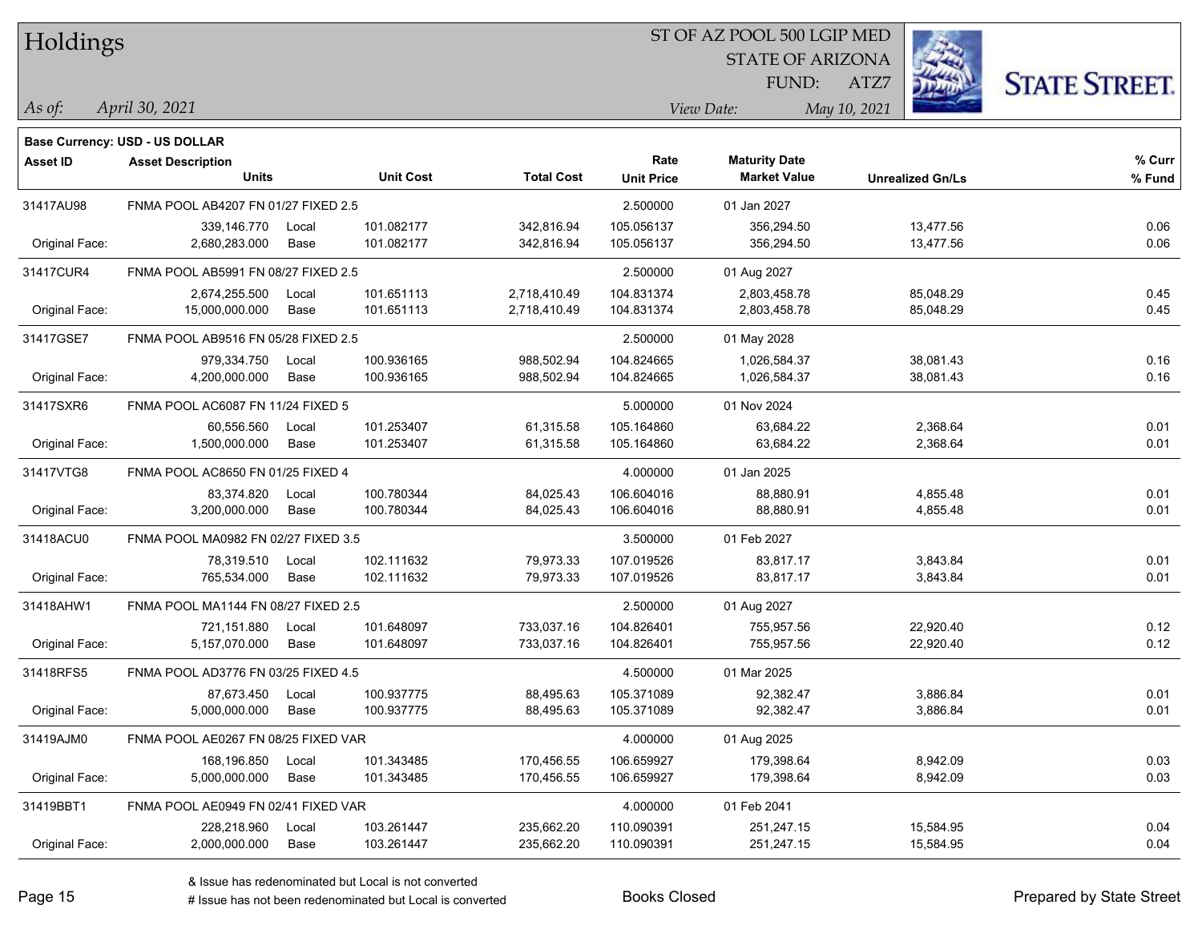# Holdings

ST OF AZ POOL 500 LGIP MED
STATE OF ARIZONA
FUND: ATZ7

*As of:* *April 30, 2021*

*View Date:* *May 10, 2021*

**Base Currency: USD - US DOLLAR**

| Asset ID | Asset Description / Units | | Unit Cost | Total Cost | Rate / Unit Price | Maturity Date / Market Value | Unrealized Gn/Ls | % Curr / % Fund |
|---|---|---|---|---|---|---|---|---|
| 31417AU98 | FNMA POOL AB4207 FN 01/27 FIXED 2.5 | | | | 2.500000 | 01 Jan 2027 | | |
| | 339,146.770 | Local | 101.082177 | 342,816.94 | 105.056137 | 356,294.50 | 13,477.56 | 0.06 |
| Original Face: | 2,680,283.000 | Base | 101.082177 | 342,816.94 | 105.056137 | 356,294.50 | 13,477.56 | 0.06 |
| 31417CUR4 | FNMA POOL AB5991 FN 08/27 FIXED 2.5 | | | | 2.500000 | 01 Aug 2027 | | |
| | 2,674,255.500 | Local | 101.651113 | 2,718,410.49 | 104.831374 | 2,803,458.78 | 85,048.29 | 0.45 |
| Original Face: | 15,000,000.000 | Base | 101.651113 | 2,718,410.49 | 104.831374 | 2,803,458.78 | 85,048.29 | 0.45 |
| 31417GSE7 | FNMA POOL AB9516 FN 05/28 FIXED 2.5 | | | | 2.500000 | 01 May 2028 | | |
| | 979,334.750 | Local | 100.936165 | 988,502.94 | 104.824665 | 1,026,584.37 | 38,081.43 | 0.16 |
| Original Face: | 4,200,000.000 | Base | 100.936165 | 988,502.94 | 104.824665 | 1,026,584.37 | 38,081.43 | 0.16 |
| 31417SXR6 | FNMA POOL AC6087 FN 11/24 FIXED 5 | | | | 5.000000 | 01 Nov 2024 | | |
| | 60,556.560 | Local | 101.253407 | 61,315.58 | 105.164860 | 63,684.22 | 2,368.64 | 0.01 |
| Original Face: | 1,500,000.000 | Base | 101.253407 | 61,315.58 | 105.164860 | 63,684.22 | 2,368.64 | 0.01 |
| 31417VTG8 | FNMA POOL AC8650 FN 01/25 FIXED 4 | | | | 4.000000 | 01 Jan 2025 | | |
| | 83,374.820 | Local | 100.780344 | 84,025.43 | 106.604016 | 88,880.91 | 4,855.48 | 0.01 |
| Original Face: | 3,200,000.000 | Base | 100.780344 | 84,025.43 | 106.604016 | 88,880.91 | 4,855.48 | 0.01 |
| 31418ACU0 | FNMA POOL MA0982 FN 02/27 FIXED 3.5 | | | | 3.500000 | 01 Feb 2027 | | |
| | 78,319.510 | Local | 102.111632 | 79,973.33 | 107.019526 | 83,817.17 | 3,843.84 | 0.01 |
| Original Face: | 765,534.000 | Base | 102.111632 | 79,973.33 | 107.019526 | 83,817.17 | 3,843.84 | 0.01 |
| 31418AHW1 | FNMA POOL MA1144 FN 08/27 FIXED 2.5 | | | | 2.500000 | 01 Aug 2027 | | |
| | 721,151.880 | Local | 101.648097 | 733,037.16 | 104.826401 | 755,957.56 | 22,920.40 | 0.12 |
| Original Face: | 5,157,070.000 | Base | 101.648097 | 733,037.16 | 104.826401 | 755,957.56 | 22,920.40 | 0.12 |
| 31418RFS5 | FNMA POOL AD3776 FN 03/25 FIXED 4.5 | | | | 4.500000 | 01 Mar 2025 | | |
| | 87,673.450 | Local | 100.937775 | 88,495.63 | 105.371089 | 92,382.47 | 3,886.84 | 0.01 |
| Original Face: | 5,000,000.000 | Base | 100.937775 | 88,495.63 | 105.371089 | 92,382.47 | 3,886.84 | 0.01 |
| 31419AJM0 | FNMA POOL AE0267 FN 08/25 FIXED VAR | | | | 4.000000 | 01 Aug 2025 | | |
| | 168,196.850 | Local | 101.343485 | 170,456.55 | 106.659927 | 179,398.64 | 8,942.09 | 0.03 |
| Original Face: | 5,000,000.000 | Base | 101.343485 | 170,456.55 | 106.659927 | 179,398.64 | 8,942.09 | 0.03 |
| 31419BBT1 | FNMA POOL AE0949 FN 02/41 FIXED VAR | | | | 4.000000 | 01 Feb 2041 | | |
| | 228,218.960 | Local | 103.261447 | 235,662.20 | 110.090391 | 251,247.15 | 15,584.95 | 0.04 |
| Original Face: | 2,000,000.000 | Base | 103.261447 | 235,662.20 | 110.090391 | 251,247.15 | 15,584.95 | 0.04 |

& Issue has redenominated but Local is not converted
# Issue has not been redenominated but Local is converted

Books Closed

Prepared by State Street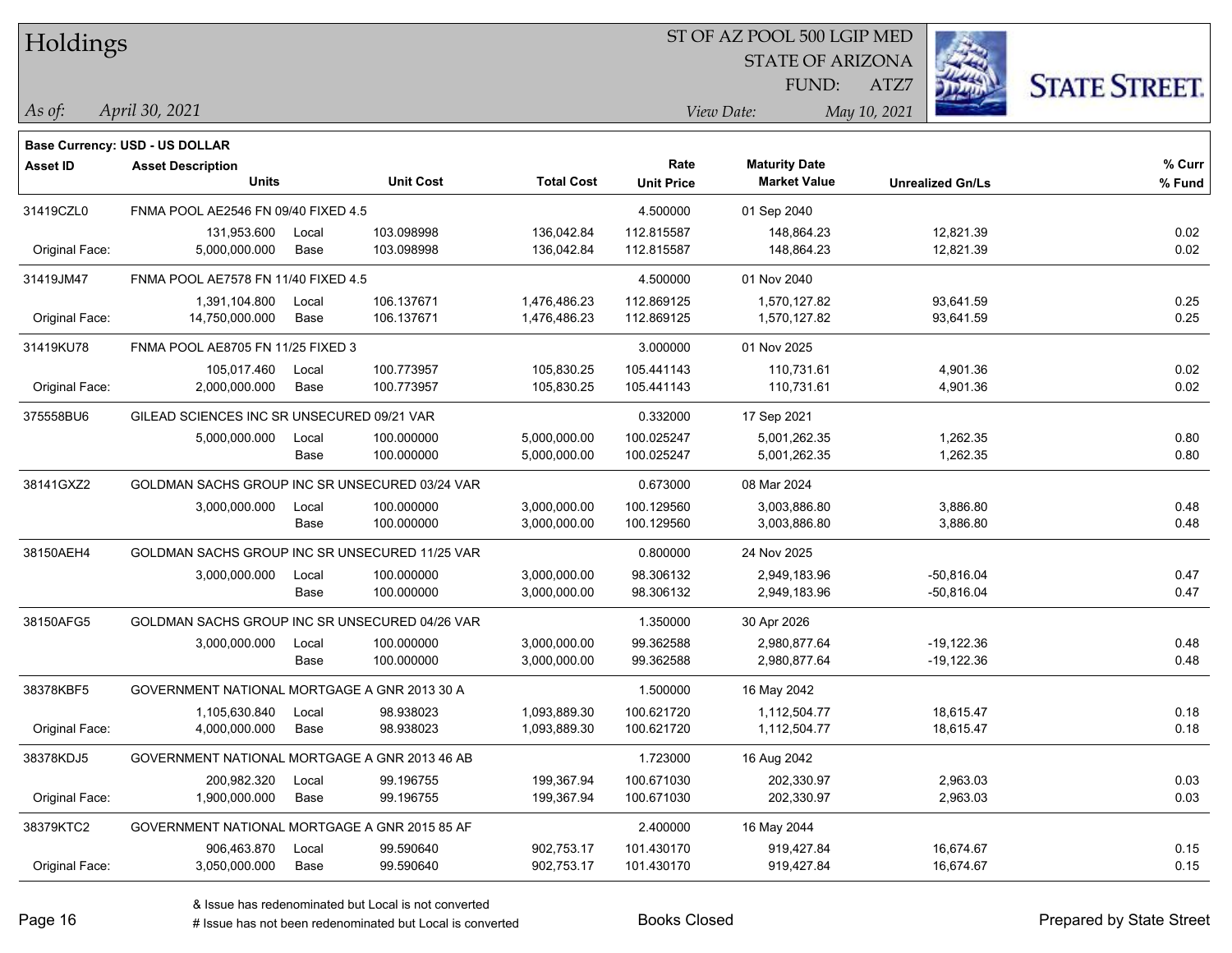# Holdings

ST OF AZ POOL 500 LGIP MED
STATE OF ARIZONA
FUND: ATZ7

*As of:* *April 30, 2021*    *View Date:* *May 10, 2021*

**Base Currency: USD - US DOLLAR**

| Asset ID | Asset Description / Units | | Unit Cost | Total Cost | Rate / Unit Price | Maturity Date / Market Value | Unrealized Gn/Ls | % Curr / % Fund |
|---|---|---|---|---|---|---|---|---|
| 31419CZL0 | FNMA POOL AE2546 FN 09/40 FIXED 4.5 | | | | 4.500000 | 01 Sep 2040 | | |
| | 131,953.600 | Local | 103.098998 | 136,042.84 | 112.815587 | 148,864.23 | 12,821.39 | 0.02 |
| Original Face: | 5,000,000.000 | Base | 103.098998 | 136,042.84 | 112.815587 | 148,864.23 | 12,821.39 | 0.02 |
| 31419JM47 | FNMA POOL AE7578 FN 11/40 FIXED 4.5 | | | | 4.500000 | 01 Nov 2040 | | |
| | 1,391,104.800 | Local | 106.137671 | 1,476,486.23 | 112.869125 | 1,570,127.82 | 93,641.59 | 0.25 |
| Original Face: | 14,750,000.000 | Base | 106.137671 | 1,476,486.23 | 112.869125 | 1,570,127.82 | 93,641.59 | 0.25 |
| 31419KU78 | FNMA POOL AE8705 FN 11/25 FIXED 3 | | | | 3.000000 | 01 Nov 2025 | | |
| | 105,017.460 | Local | 100.773957 | 105,830.25 | 105.441143 | 110,731.61 | 4,901.36 | 0.02 |
| Original Face: | 2,000,000.000 | Base | 100.773957 | 105,830.25 | 105.441143 | 110,731.61 | 4,901.36 | 0.02 |
| 375558BU6 | GILEAD SCIENCES INC SR UNSECURED 09/21 VAR | | | | 0.332000 | 17 Sep 2021 | | |
| | 5,000,000.000 | Local | 100.000000 | 5,000,000.00 | 100.025247 | 5,001,262.35 | 1,262.35 | 0.80 |
| | | Base | 100.000000 | 5,000,000.00 | 100.025247 | 5,001,262.35 | 1,262.35 | 0.80 |
| 38141GXZ2 | GOLDMAN SACHS GROUP INC SR UNSECURED 03/24 VAR | | | | 0.673000 | 08 Mar 2024 | | |
| | 3,000,000.000 | Local | 100.000000 | 3,000,000.00 | 100.129560 | 3,003,886.80 | 3,886.80 | 0.48 |
| | | Base | 100.000000 | 3,000,000.00 | 100.129560 | 3,003,886.80 | 3,886.80 | 0.48 |
| 38150AEH4 | GOLDMAN SACHS GROUP INC SR UNSECURED 11/25 VAR | | | | 0.800000 | 24 Nov 2025 | | |
| | 3,000,000.000 | Local | 100.000000 | 3,000,000.00 | 98.306132 | 2,949,183.96 | -50,816.04 | 0.47 |
| | | Base | 100.000000 | 3,000,000.00 | 98.306132 | 2,949,183.96 | -50,816.04 | 0.47 |
| 38150AFG5 | GOLDMAN SACHS GROUP INC SR UNSECURED 04/26 VAR | | | | 1.350000 | 30 Apr 2026 | | |
| | 3,000,000.000 | Local | 100.000000 | 3,000,000.00 | 99.362588 | 2,980,877.64 | -19,122.36 | 0.48 |
| | | Base | 100.000000 | 3,000,000.00 | 99.362588 | 2,980,877.64 | -19,122.36 | 0.48 |
| 38378KBF5 | GOVERNMENT NATIONAL MORTGAGE A GNR 2013 30 A | | | | 1.500000 | 16 May 2042 | | |
| | 1,105,630.840 | Local | 98.938023 | 1,093,889.30 | 100.621720 | 1,112,504.77 | 18,615.47 | 0.18 |
| Original Face: | 4,000,000.000 | Base | 98.938023 | 1,093,889.30 | 100.621720 | 1,112,504.77 | 18,615.47 | 0.18 |
| 38378KDJ5 | GOVERNMENT NATIONAL MORTGAGE A GNR 2013 46 AB | | | | 1.723000 | 16 Aug 2042 | | |
| | 200,982.320 | Local | 99.196755 | 199,367.94 | 100.671030 | 202,330.97 | 2,963.03 | 0.03 |
| Original Face: | 1,900,000.000 | Base | 99.196755 | 199,367.94 | 100.671030 | 202,330.97 | 2,963.03 | 0.03 |
| 38379KTC2 | GOVERNMENT NATIONAL MORTGAGE A GNR 2015 85 AF | | | | 2.400000 | 16 May 2044 | | |
| | 906,463.870 | Local | 99.590640 | 902,753.17 | 101.430170 | 919,427.84 | 16,674.67 | 0.15 |
| Original Face: | 3,050,000.000 | Base | 99.590640 | 902,753.17 | 101.430170 | 919,427.84 | 16,674.67 | 0.15 |

& Issue has redenominated but Local is not converted
# Issue has not been redenominated but Local is converted

Books Closed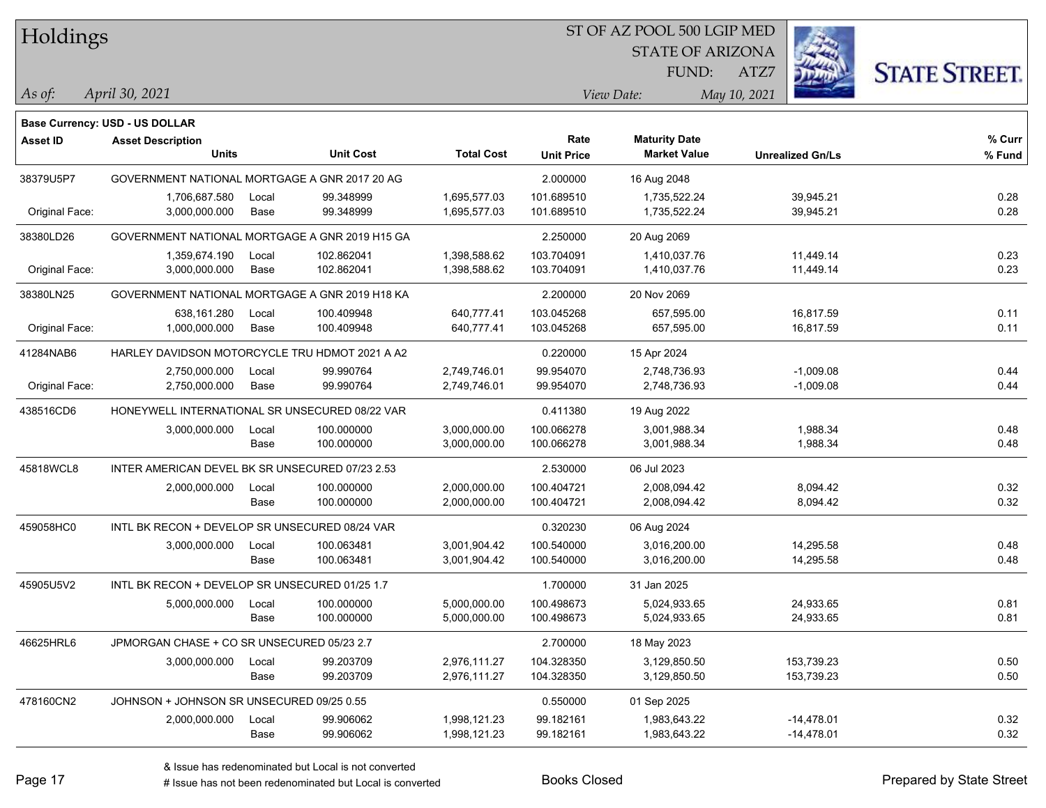# Holdings

ST OF AZ POOL 500 LGIP MED
STATE OF ARIZONA
FUND: ATZ7

*As of:* April 30, 2021 — *View Date:* May 10, 2021

**Base Currency: USD - US DOLLAR**

| Asset ID | Asset Description / Units | | Unit Cost | Total Cost | Rate / Unit Price | Maturity Date / Market Value | Unrealized Gn/Ls | % Curr / % Fund |
|---|---|---|---|---|---|---|---|---|
| 38379U5P7 | GOVERNMENT NATIONAL MORTGAGE A GNR 2017 20 AG | | | | 2.000000 | 16 Aug 2048 | | |
| | 1,706,687.580 | Local | 99.348999 | 1,695,577.03 | 101.689510 | 1,735,522.24 | 39,945.21 | 0.28 |
| Original Face: | 3,000,000.000 | Base | 99.348999 | 1,695,577.03 | 101.689510 | 1,735,522.24 | 39,945.21 | 0.28 |
| 38380LD26 | GOVERNMENT NATIONAL MORTGAGE A GNR 2019 H15 GA | | | | 2.250000 | 20 Aug 2069 | | |
| | 1,359,674.190 | Local | 102.862041 | 1,398,588.62 | 103.704091 | 1,410,037.76 | 11,449.14 | 0.23 |
| Original Face: | 3,000,000.000 | Base | 102.862041 | 1,398,588.62 | 103.704091 | 1,410,037.76 | 11,449.14 | 0.23 |
| 38380LN25 | GOVERNMENT NATIONAL MORTGAGE A GNR 2019 H18 KA | | | | 2.200000 | 20 Nov 2069 | | |
| | 638,161.280 | Local | 100.409948 | 640,777.41 | 103.045268 | 657,595.00 | 16,817.59 | 0.11 |
| Original Face: | 1,000,000.000 | Base | 100.409948 | 640,777.41 | 103.045268 | 657,595.00 | 16,817.59 | 0.11 |
| 41284NAB6 | HARLEY DAVIDSON MOTORCYCLE TRU HDMOT 2021 A A2 | | | | 0.220000 | 15 Apr 2024 | | |
| | 2,750,000.000 | Local | 99.990764 | 2,749,746.01 | 99.954070 | 2,748,736.93 | -1,009.08 | 0.44 |
| Original Face: | 2,750,000.000 | Base | 99.990764 | 2,749,746.01 | 99.954070 | 2,748,736.93 | -1,009.08 | 0.44 |
| 438516CD6 | HONEYWELL INTERNATIONAL SR UNSECURED 08/22 VAR | | | | 0.411380 | 19 Aug 2022 | | |
| | 3,000,000.000 | Local | 100.000000 | 3,000,000.00 | 100.066278 | 3,001,988.34 | 1,988.34 | 0.48 |
| | | Base | 100.000000 | 3,000,000.00 | 100.066278 | 3,001,988.34 | 1,988.34 | 0.48 |
| 45818WCL8 | INTER AMERICAN DEVEL BK SR UNSECURED 07/23 2.53 | | | | 2.530000 | 06 Jul 2023 | | |
| | 2,000,000.000 | Local | 100.000000 | 2,000,000.00 | 100.404721 | 2,008,094.42 | 8,094.42 | 0.32 |
| | | Base | 100.000000 | 2,000,000.00 | 100.404721 | 2,008,094.42 | 8,094.42 | 0.32 |
| 459058HC0 | INTL BK RECON + DEVELOP SR UNSECURED 08/24 VAR | | | | 0.320230 | 06 Aug 2024 | | |
| | 3,000,000.000 | Local | 100.063481 | 3,001,904.42 | 100.540000 | 3,016,200.00 | 14,295.58 | 0.48 |
| | | Base | 100.063481 | 3,001,904.42 | 100.540000 | 3,016,200.00 | 14,295.58 | 0.48 |
| 45905U5V2 | INTL BK RECON + DEVELOP SR UNSECURED 01/25 1.7 | | | | 1.700000 | 31 Jan 2025 | | |
| | 5,000,000.000 | Local | 100.000000 | 5,000,000.00 | 100.498673 | 5,024,933.65 | 24,933.65 | 0.81 |
| | | Base | 100.000000 | 5,000,000.00 | 100.498673 | 5,024,933.65 | 24,933.65 | 0.81 |
| 46625HRL6 | JPMORGAN CHASE + CO SR UNSECURED 05/23 2.7 | | | | 2.700000 | 18 May 2023 | | |
| | 3,000,000.000 | Local | 99.203709 | 2,976,111.27 | 104.328350 | 3,129,850.50 | 153,739.23 | 0.50 |
| | | Base | 99.203709 | 2,976,111.27 | 104.328350 | 3,129,850.50 | 153,739.23 | 0.50 |
| 478160CN2 | JOHNSON + JOHNSON SR UNSECURED 09/25 0.55 | | | | 0.550000 | 01 Sep 2025 | | |
| | 2,000,000.000 | Local | 99.906062 | 1,998,121.23 | 99.182161 | 1,983,643.22 | -14,478.01 | 0.32 |
| | | Base | 99.906062 | 1,998,121.23 | 99.182161 | 1,983,643.22 | -14,478.01 | 0.32 |

& Issue has redenominated but Local is not converted
# Issue has not been redenominated but Local is converted

Books Closed

Prepared by State Street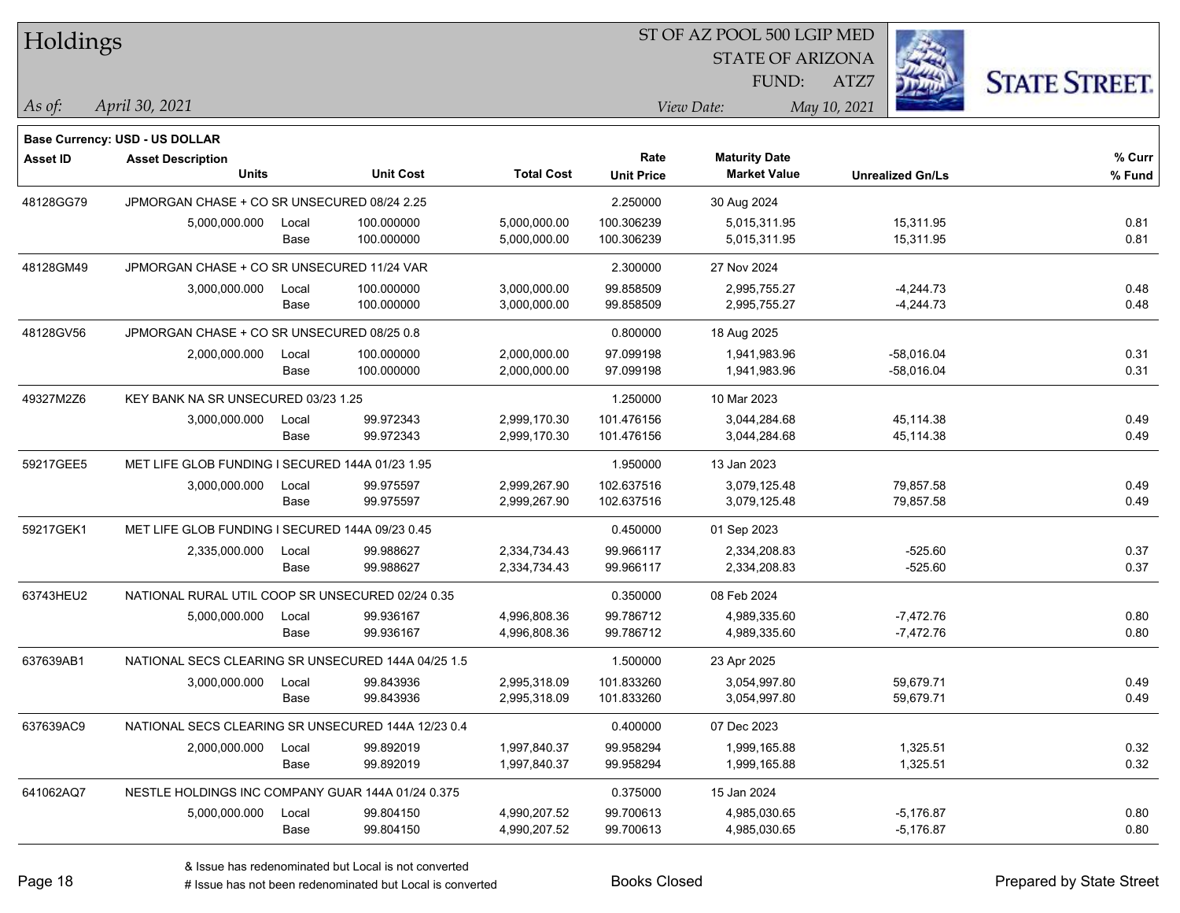# Holdings

ST OF AZ POOL 500 LGIP MED
STATE OF ARIZONA
FUND: ATZ7

*As of:* *April 30, 2021*

*View Date:* *May 10, 2021*

**Base Currency: USD - US DOLLAR**

| Asset ID | Asset Description / Units | | Unit Cost | Total Cost | Rate / Unit Price | Maturity Date / Market Value | Unrealized Gn/Ls | % Curr / % Fund |
|---|---|---|---|---|---|---|---|---|
| 48128GG79 | JPMORGAN CHASE + CO SR UNSECURED 08/24 2.25 | | | | 2.250000 | 30 Aug 2024 | | |
| | 5,000,000.000 | Local | 100.000000 | 5,000,000.00 | 100.306239 | 5,015,311.95 | 15,311.95 | 0.81 |
| | | Base | 100.000000 | 5,000,000.00 | 100.306239 | 5,015,311.95 | 15,311.95 | 0.81 |
| 48128GM49 | JPMORGAN CHASE + CO SR UNSECURED 11/24 VAR | | | | 2.300000 | 27 Nov 2024 | | |
| | 3,000,000.000 | Local | 100.000000 | 3,000,000.00 | 99.858509 | 2,995,755.27 | -4,244.73 | 0.48 |
| | | Base | 100.000000 | 3,000,000.00 | 99.858509 | 2,995,755.27 | -4,244.73 | 0.48 |
| 48128GV56 | JPMORGAN CHASE + CO SR UNSECURED 08/25 0.8 | | | | 0.800000 | 18 Aug 2025 | | |
| | 2,000,000.000 | Local | 100.000000 | 2,000,000.00 | 97.099198 | 1,941,983.96 | -58,016.04 | 0.31 |
| | | Base | 100.000000 | 2,000,000.00 | 97.099198 | 1,941,983.96 | -58,016.04 | 0.31 |
| 49327M2Z6 | KEY BANK NA SR UNSECURED 03/23 1.25 | | | | 1.250000 | 10 Mar 2023 | | |
| | 3,000,000.000 | Local | 99.972343 | 2,999,170.30 | 101.476156 | 3,044,284.68 | 45,114.38 | 0.49 |
| | | Base | 99.972343 | 2,999,170.30 | 101.476156 | 3,044,284.68 | 45,114.38 | 0.49 |
| 59217GEE5 | MET LIFE GLOB FUNDING I SECURED 144A 01/23 1.95 | | | | 1.950000 | 13 Jan 2023 | | |
| | 3,000,000.000 | Local | 99.975597 | 2,999,267.90 | 102.637516 | 3,079,125.48 | 79,857.58 | 0.49 |
| | | Base | 99.975597 | 2,999,267.90 | 102.637516 | 3,079,125.48 | 79,857.58 | 0.49 |
| 59217GEK1 | MET LIFE GLOB FUNDING I SECURED 144A 09/23 0.45 | | | | 0.450000 | 01 Sep 2023 | | |
| | 2,335,000.000 | Local | 99.988627 | 2,334,734.43 | 99.966117 | 2,334,208.83 | -525.60 | 0.37 |
| | | Base | 99.988627 | 2,334,734.43 | 99.966117 | 2,334,208.83 | -525.60 | 0.37 |
| 63743HEU2 | NATIONAL RURAL UTIL COOP SR UNSECURED 02/24 0.35 | | | | 0.350000 | 08 Feb 2024 | | |
| | 5,000,000.000 | Local | 99.936167 | 4,996,808.36 | 99.786712 | 4,989,335.60 | -7,472.76 | 0.80 |
| | | Base | 99.936167 | 4,996,808.36 | 99.786712 | 4,989,335.60 | -7,472.76 | 0.80 |
| 637639AB1 | NATIONAL SECS CLEARING SR UNSECURED 144A 04/25 1.5 | | | | 1.500000 | 23 Apr 2025 | | |
| | 3,000,000.000 | Local | 99.843936 | 2,995,318.09 | 101.833260 | 3,054,997.80 | 59,679.71 | 0.49 |
| | | Base | 99.843936 | 2,995,318.09 | 101.833260 | 3,054,997.80 | 59,679.71 | 0.49 |
| 637639AC9 | NATIONAL SECS CLEARING SR UNSECURED 144A 12/23 0.4 | | | | 0.400000 | 07 Dec 2023 | | |
| | 2,000,000.000 | Local | 99.892019 | 1,997,840.37 | 99.958294 | 1,999,165.88 | 1,325.51 | 0.32 |
| | | Base | 99.892019 | 1,997,840.37 | 99.958294 | 1,999,165.88 | 1,325.51 | 0.32 |
| 641062AQ7 | NESTLE HOLDINGS INC COMPANY GUAR 144A 01/24 0.375 | | | | 0.375000 | 15 Jan 2024 | | |
| | 5,000,000.000 | Local | 99.804150 | 4,990,207.52 | 99.700613 | 4,985,030.65 | -5,176.87 | 0.80 |
| | | Base | 99.804150 | 4,990,207.52 | 99.700613 | 4,985,030.65 | -5,176.87 | 0.80 |

& Issue has redenominated but Local is not converted
# Issue has not been redenominated but Local is converted

Books Closed

Prepared by State Street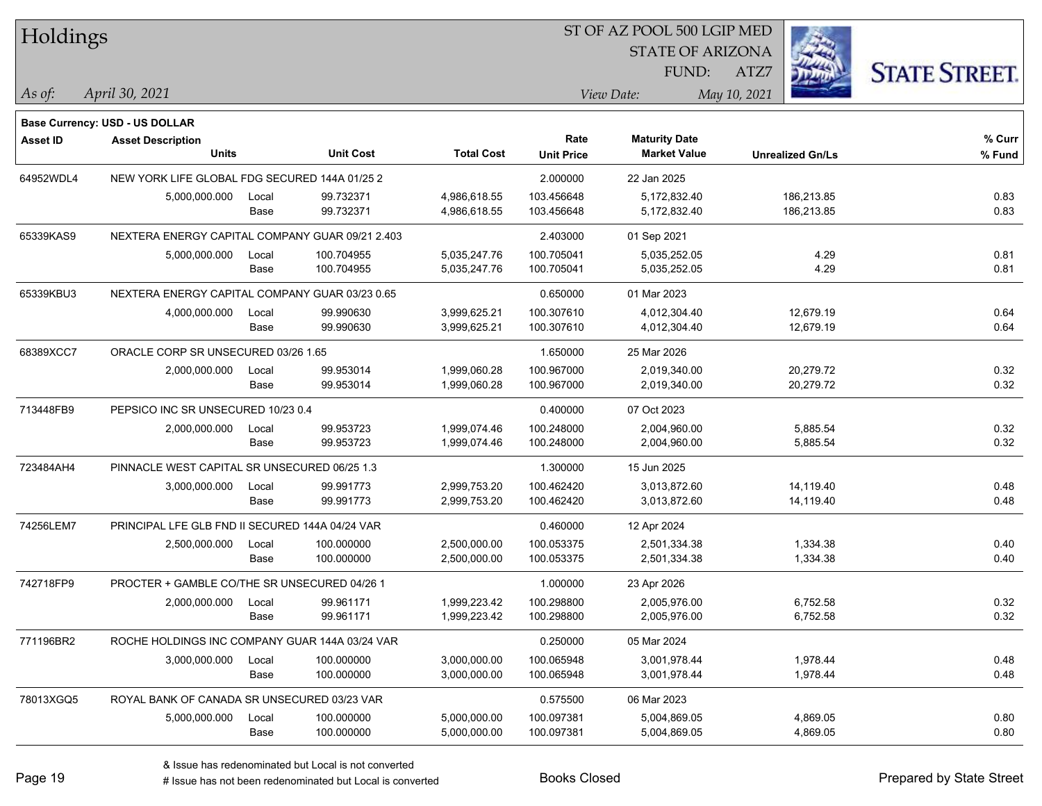# Holdings

ST OF AZ POOL 500 LGIP MED
STATE OF ARIZONA
FUND: ATZ7

*As of:* *April 30, 2021*

*View Date:* *May 10, 2021*

STATE STREET.

**Base Currency: USD - US DOLLAR**

| Asset ID | Asset Description / Units | | Unit Cost | Total Cost | Rate / Unit Price | Maturity Date / Market Value | Unrealized Gn/Ls | % Curr / % Fund |
|---|---|---|---|---|---|---|---|---|
| 64952WDL4 | NEW YORK LIFE GLOBAL FDG SECURED 144A 01/25 2 | | | | 2.000000 | 22 Jan 2025 | | |
| | 5,000,000.000 | Local | 99.732371 | 4,986,618.55 | 103.456648 | 5,172,832.40 | 186,213.85 | 0.83 |
| | | Base | 99.732371 | 4,986,618.55 | 103.456648 | 5,172,832.40 | 186,213.85 | 0.83 |
| 65339KAS9 | NEXTERA ENERGY CAPITAL COMPANY GUAR 09/21 2.403 | | | | 2.403000 | 01 Sep 2021 | | |
| | 5,000,000.000 | Local | 100.704955 | 5,035,247.76 | 100.705041 | 5,035,252.05 | 4.29 | 0.81 |
| | | Base | 100.704955 | 5,035,247.76 | 100.705041 | 5,035,252.05 | 4.29 | 0.81 |
| 65339KBU3 | NEXTERA ENERGY CAPITAL COMPANY GUAR 03/23 0.65 | | | | 0.650000 | 01 Mar 2023 | | |
| | 4,000,000.000 | Local | 99.990630 | 3,999,625.21 | 100.307610 | 4,012,304.40 | 12,679.19 | 0.64 |
| | | Base | 99.990630 | 3,999,625.21 | 100.307610 | 4,012,304.40 | 12,679.19 | 0.64 |
| 68389XCC7 | ORACLE CORP SR UNSECURED 03/26 1.65 | | | | 1.650000 | 25 Mar 2026 | | |
| | 2,000,000.000 | Local | 99.953014 | 1,999,060.28 | 100.967000 | 2,019,340.00 | 20,279.72 | 0.32 |
| | | Base | 99.953014 | 1,999,060.28 | 100.967000 | 2,019,340.00 | 20,279.72 | 0.32 |
| 713448FB9 | PEPSICO INC SR UNSECURED 10/23 0.4 | | | | 0.400000 | 07 Oct 2023 | | |
| | 2,000,000.000 | Local | 99.953723 | 1,999,074.46 | 100.248000 | 2,004,960.00 | 5,885.54 | 0.32 |
| | | Base | 99.953723 | 1,999,074.46 | 100.248000 | 2,004,960.00 | 5,885.54 | 0.32 |
| 723484AH4 | PINNACLE WEST CAPITAL SR UNSECURED 06/25 1.3 | | | | 1.300000 | 15 Jun 2025 | | |
| | 3,000,000.000 | Local | 99.991773 | 2,999,753.20 | 100.462420 | 3,013,872.60 | 14,119.40 | 0.48 |
| | | Base | 99.991773 | 2,999,753.20 | 100.462420 | 3,013,872.60 | 14,119.40 | 0.48 |
| 74256LEM7 | PRINCIPAL LFE GLB FND II SECURED 144A 04/24 VAR | | | | 0.460000 | 12 Apr 2024 | | |
| | 2,500,000.000 | Local | 100.000000 | 2,500,000.00 | 100.053375 | 2,501,334.38 | 1,334.38 | 0.40 |
| | | Base | 100.000000 | 2,500,000.00 | 100.053375 | 2,501,334.38 | 1,334.38 | 0.40 |
| 742718FP9 | PROCTER + GAMBLE CO/THE SR UNSECURED 04/26 1 | | | | 1.000000 | 23 Apr 2026 | | |
| | 2,000,000.000 | Local | 99.961171 | 1,999,223.42 | 100.298800 | 2,005,976.00 | 6,752.58 | 0.32 |
| | | Base | 99.961171 | 1,999,223.42 | 100.298800 | 2,005,976.00 | 6,752.58 | 0.32 |
| 771196BR2 | ROCHE HOLDINGS INC COMPANY GUAR 144A 03/24 VAR | | | | 0.250000 | 05 Mar 2024 | | |
| | 3,000,000.000 | Local | 100.000000 | 3,000,000.00 | 100.065948 | 3,001,978.44 | 1,978.44 | 0.48 |
| | | Base | 100.000000 | 3,000,000.00 | 100.065948 | 3,001,978.44 | 1,978.44 | 0.48 |
| 78013XGQ5 | ROYAL BANK OF CANADA SR UNSECURED 03/23 VAR | | | | 0.575500 | 06 Mar 2023 | | |
| | 5,000,000.000 | Local | 100.000000 | 5,000,000.00 | 100.097381 | 5,004,869.05 | 4,869.05 | 0.80 |
| | | Base | 100.000000 | 5,000,000.00 | 100.097381 | 5,004,869.05 | 4,869.05 | 0.80 |

& Issue has redenominated but Local is not converted
# Issue has not been redenominated but Local is converted

Books Closed

Prepared by State Street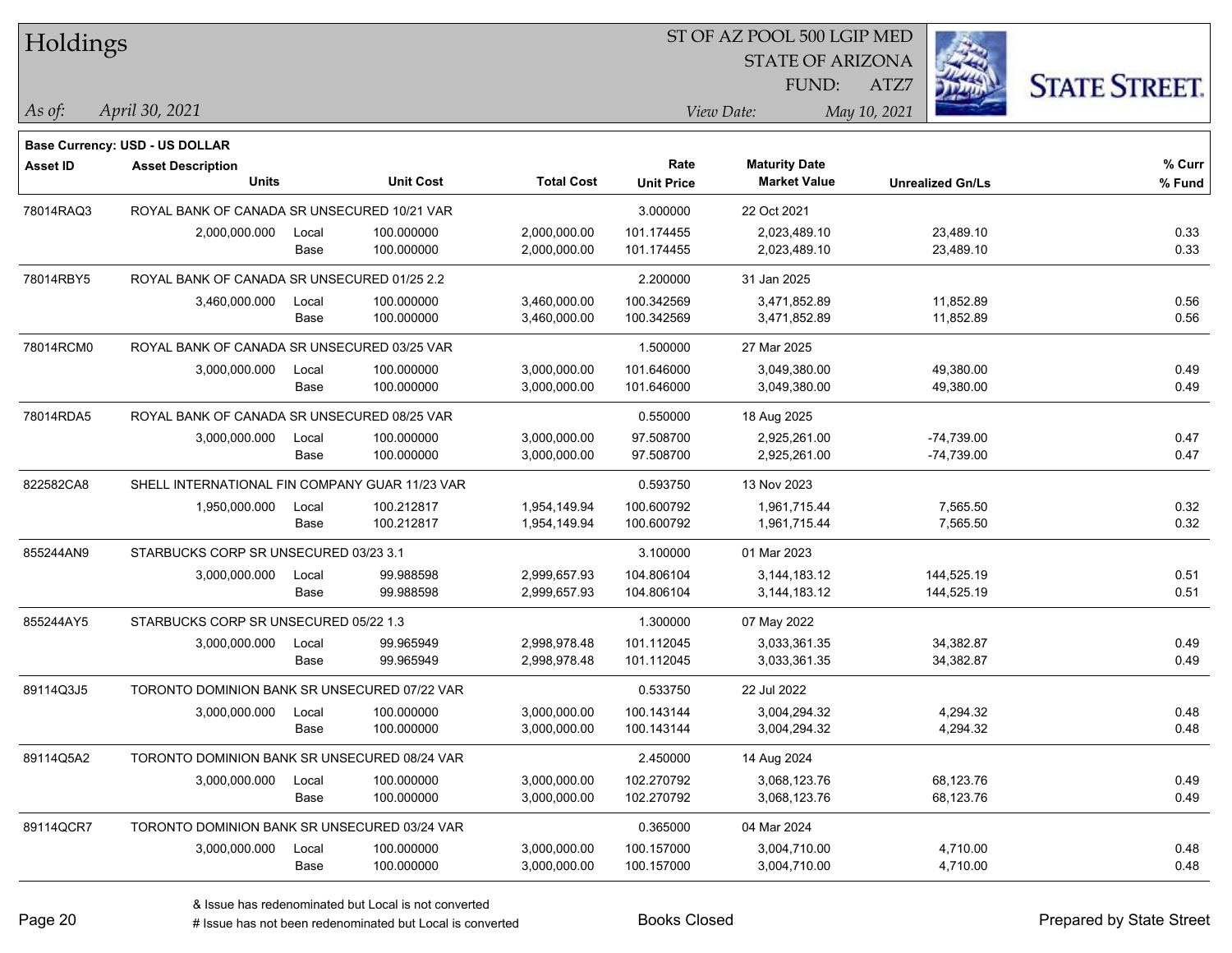# Holdings

ST OF AZ POOL 500 LGIP MED
STATE OF ARIZONA
FUND: ATZ7

*As of:* *April 30, 2021*
*View Date:* *May 10, 2021*

**Base Currency: USD - US DOLLAR**

| Asset ID | Asset Description / Units | | Unit Cost | Total Cost | Rate / Unit Price | Maturity Date / Market Value | Unrealized Gn/Ls | % Curr / % Fund |
|---|---|---|---|---|---|---|---|---|
| 78014RAQ3 | ROYAL BANK OF CANADA SR UNSECURED 10/21 VAR | | | | 3.000000 | 22 Oct 2021 | | |
| | 2,000,000.000 | Local | 100.000000 | 2,000,000.00 | 101.174455 | 2,023,489.10 | 23,489.10 | 0.33 |
| | | Base | 100.000000 | 2,000,000.00 | 101.174455 | 2,023,489.10 | 23,489.10 | 0.33 |
| 78014RBY5 | ROYAL BANK OF CANADA SR UNSECURED 01/25 2.2 | | | | 2.200000 | 31 Jan 2025 | | |
| | 3,460,000.000 | Local | 100.000000 | 3,460,000.00 | 100.342569 | 3,471,852.89 | 11,852.89 | 0.56 |
| | | Base | 100.000000 | 3,460,000.00 | 100.342569 | 3,471,852.89 | 11,852.89 | 0.56 |
| 78014RCM0 | ROYAL BANK OF CANADA SR UNSECURED 03/25 VAR | | | | 1.500000 | 27 Mar 2025 | | |
| | 3,000,000.000 | Local | 100.000000 | 3,000,000.00 | 101.646000 | 3,049,380.00 | 49,380.00 | 0.49 |
| | | Base | 100.000000 | 3,000,000.00 | 101.646000 | 3,049,380.00 | 49,380.00 | 0.49 |
| 78014RDA5 | ROYAL BANK OF CANADA SR UNSECURED 08/25 VAR | | | | 0.550000 | 18 Aug 2025 | | |
| | 3,000,000.000 | Local | 100.000000 | 3,000,000.00 | 97.508700 | 2,925,261.00 | -74,739.00 | 0.47 |
| | | Base | 100.000000 | 3,000,000.00 | 97.508700 | 2,925,261.00 | -74,739.00 | 0.47 |
| 822582CA8 | SHELL INTERNATIONAL FIN COMPANY GUAR 11/23 VAR | | | | 0.593750 | 13 Nov 2023 | | |
| | 1,950,000.000 | Local | 100.212817 | 1,954,149.94 | 100.600792 | 1,961,715.44 | 7,565.50 | 0.32 |
| | | Base | 100.212817 | 1,954,149.94 | 100.600792 | 1,961,715.44 | 7,565.50 | 0.32 |
| 855244AN9 | STARBUCKS CORP SR UNSECURED 03/23 3.1 | | | | 3.100000 | 01 Mar 2023 | | |
| | 3,000,000.000 | Local | 99.988598 | 2,999,657.93 | 104.806104 | 3,144,183.12 | 144,525.19 | 0.51 |
| | | Base | 99.988598 | 2,999,657.93 | 104.806104 | 3,144,183.12 | 144,525.19 | 0.51 |
| 855244AY5 | STARBUCKS CORP SR UNSECURED 05/22 1.3 | | | | 1.300000 | 07 May 2022 | | |
| | 3,000,000.000 | Local | 99.965949 | 2,998,978.48 | 101.112045 | 3,033,361.35 | 34,382.87 | 0.49 |
| | | Base | 99.965949 | 2,998,978.48 | 101.112045 | 3,033,361.35 | 34,382.87 | 0.49 |
| 89114Q3J5 | TORONTO DOMINION BANK SR UNSECURED 07/22 VAR | | | | 0.533750 | 22 Jul 2022 | | |
| | 3,000,000.000 | Local | 100.000000 | 3,000,000.00 | 100.143144 | 3,004,294.32 | 4,294.32 | 0.48 |
| | | Base | 100.000000 | 3,000,000.00 | 100.143144 | 3,004,294.32 | 4,294.32 | 0.48 |
| 89114Q5A2 | TORONTO DOMINION BANK SR UNSECURED 08/24 VAR | | | | 2.450000 | 14 Aug 2024 | | |
| | 3,000,000.000 | Local | 100.000000 | 3,000,000.00 | 102.270792 | 3,068,123.76 | 68,123.76 | 0.49 |
| | | Base | 100.000000 | 3,000,000.00 | 102.270792 | 3,068,123.76 | 68,123.76 | 0.49 |
| 89114QCR7 | TORONTO DOMINION BANK SR UNSECURED 03/24 VAR | | | | 0.365000 | 04 Mar 2024 | | |
| | 3,000,000.000 | Local | 100.000000 | 3,000,000.00 | 100.157000 | 3,004,710.00 | 4,710.00 | 0.48 |
| | | Base | 100.000000 | 3,000,000.00 | 100.157000 | 3,004,710.00 | 4,710.00 | 0.48 |

& Issue has redenominated but Local is not converted
# Issue has not been redenominated but Local is converted

Books Closed

Prepared by State Street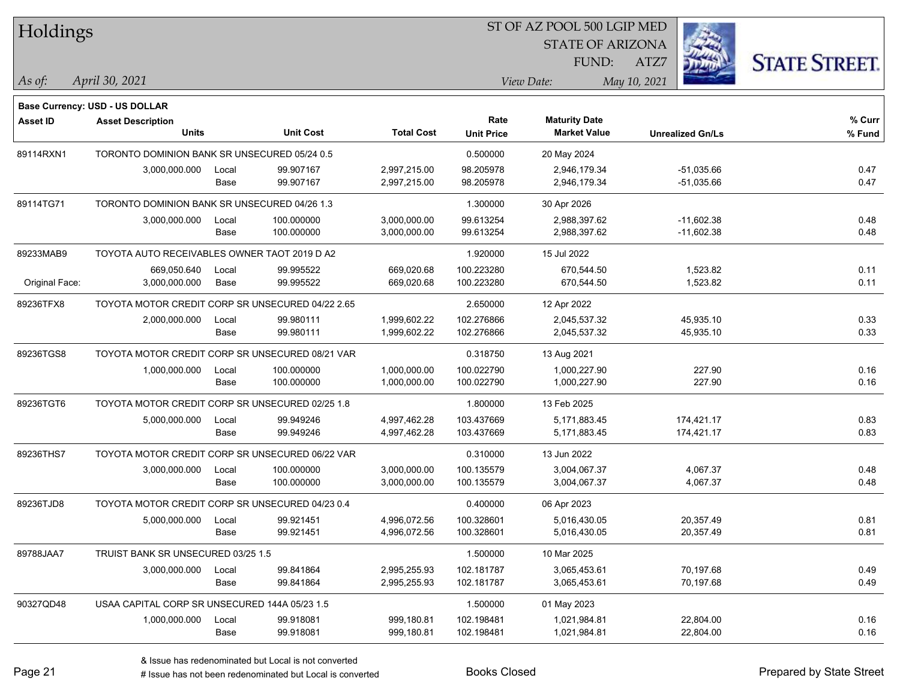# Holdings

ST OF AZ POOL 500 LGIP MED
STATE OF ARIZONA
FUND: ATZ7

*As of:* *April 30, 2021*

*View Date:* *May 10, 2021*

**Base Currency: USD - US DOLLAR**

| Asset ID | Asset Description / Units | | Unit Cost | Total Cost | Rate / Unit Price | Maturity Date / Market Value | Unrealized Gn/Ls | % Curr / % Fund |
|---|---|---|---|---|---|---|---|---|
| 89114RXN1 | TORONTO DOMINION BANK SR UNSECURED 05/24 0.5 | | | | 0.500000 | 20 May 2024 | | |
| | 3,000,000.000 | Local | 99.907167 | 2,997,215.00 | 98.205978 | 2,946,179.34 | -51,035.66 | 0.47 |
| | | Base | 99.907167 | 2,997,215.00 | 98.205978 | 2,946,179.34 | -51,035.66 | 0.47 |
| 89114TG71 | TORONTO DOMINION BANK SR UNSECURED 04/26 1.3 | | | | 1.300000 | 30 Apr 2026 | | |
| | 3,000,000.000 | Local | 100.000000 | 3,000,000.00 | 99.613254 | 2,988,397.62 | -11,602.38 | 0.48 |
| | | Base | 100.000000 | 3,000,000.00 | 99.613254 | 2,988,397.62 | -11,602.38 | 0.48 |
| 89233MAB9 | TOYOTA AUTO RECEIVABLES OWNER TAOT 2019 D A2 | | | | 1.920000 | 15 Jul 2022 | | |
| | 669,050.640 | Local | 99.995522 | 669,020.68 | 100.223280 | 670,544.50 | 1,523.82 | 0.11 |
| Original Face: | 3,000,000.000 | Base | 99.995522 | 669,020.68 | 100.223280 | 670,544.50 | 1,523.82 | 0.11 |
| 89236TFX8 | TOYOTA MOTOR CREDIT CORP SR UNSECURED 04/22 2.65 | | | | 2.650000 | 12 Apr 2022 | | |
| | 2,000,000.000 | Local | 99.980111 | 1,999,602.22 | 102.276866 | 2,045,537.32 | 45,935.10 | 0.33 |
| | | Base | 99.980111 | 1,999,602.22 | 102.276866 | 2,045,537.32 | 45,935.10 | 0.33 |
| 89236TGS8 | TOYOTA MOTOR CREDIT CORP SR UNSECURED 08/21 VAR | | | | 0.318750 | 13 Aug 2021 | | |
| | 1,000,000.000 | Local | 100.000000 | 1,000,000.00 | 100.022790 | 1,000,227.90 | 227.90 | 0.16 |
| | | Base | 100.000000 | 1,000,000.00 | 100.022790 | 1,000,227.90 | 227.90 | 0.16 |
| 89236TGT6 | TOYOTA MOTOR CREDIT CORP SR UNSECURED 02/25 1.8 | | | | 1.800000 | 13 Feb 2025 | | |
| | 5,000,000.000 | Local | 99.949246 | 4,997,462.28 | 103.437669 | 5,171,883.45 | 174,421.17 | 0.83 |
| | | Base | 99.949246 | 4,997,462.28 | 103.437669 | 5,171,883.45 | 174,421.17 | 0.83 |
| 89236THS7 | TOYOTA MOTOR CREDIT CORP SR UNSECURED 06/22 VAR | | | | 0.310000 | 13 Jun 2022 | | |
| | 3,000,000.000 | Local | 100.000000 | 3,000,000.00 | 100.135579 | 3,004,067.37 | 4,067.37 | 0.48 |
| | | Base | 100.000000 | 3,000,000.00 | 100.135579 | 3,004,067.37 | 4,067.37 | 0.48 |
| 89236TJD8 | TOYOTA MOTOR CREDIT CORP SR UNSECURED 04/23 0.4 | | | | 0.400000 | 06 Apr 2023 | | |
| | 5,000,000.000 | Local | 99.921451 | 4,996,072.56 | 100.328601 | 5,016,430.05 | 20,357.49 | 0.81 |
| | | Base | 99.921451 | 4,996,072.56 | 100.328601 | 5,016,430.05 | 20,357.49 | 0.81 |
| 89788JAA7 | TRUIST BANK SR UNSECURED 03/25 1.5 | | | | 1.500000 | 10 Mar 2025 | | |
| | 3,000,000.000 | Local | 99.841864 | 2,995,255.93 | 102.181787 | 3,065,453.61 | 70,197.68 | 0.49 |
| | | Base | 99.841864 | 2,995,255.93 | 102.181787 | 3,065,453.61 | 70,197.68 | 0.49 |
| 90327QD48 | USAA CAPITAL CORP SR UNSECURED 144A 05/23 1.5 | | | | 1.500000 | 01 May 2023 | | |
| | 1,000,000.000 | Local | 99.918081 | 999,180.81 | 102.198481 | 1,021,984.81 | 22,804.00 | 0.16 |
| | | Base | 99.918081 | 999,180.81 | 102.198481 | 1,021,984.81 | 22,804.00 | 0.16 |

& Issue has redenominated but Local is not converted
# Issue has not been redenominated but Local is converted

Books Closed

Prepared by State Street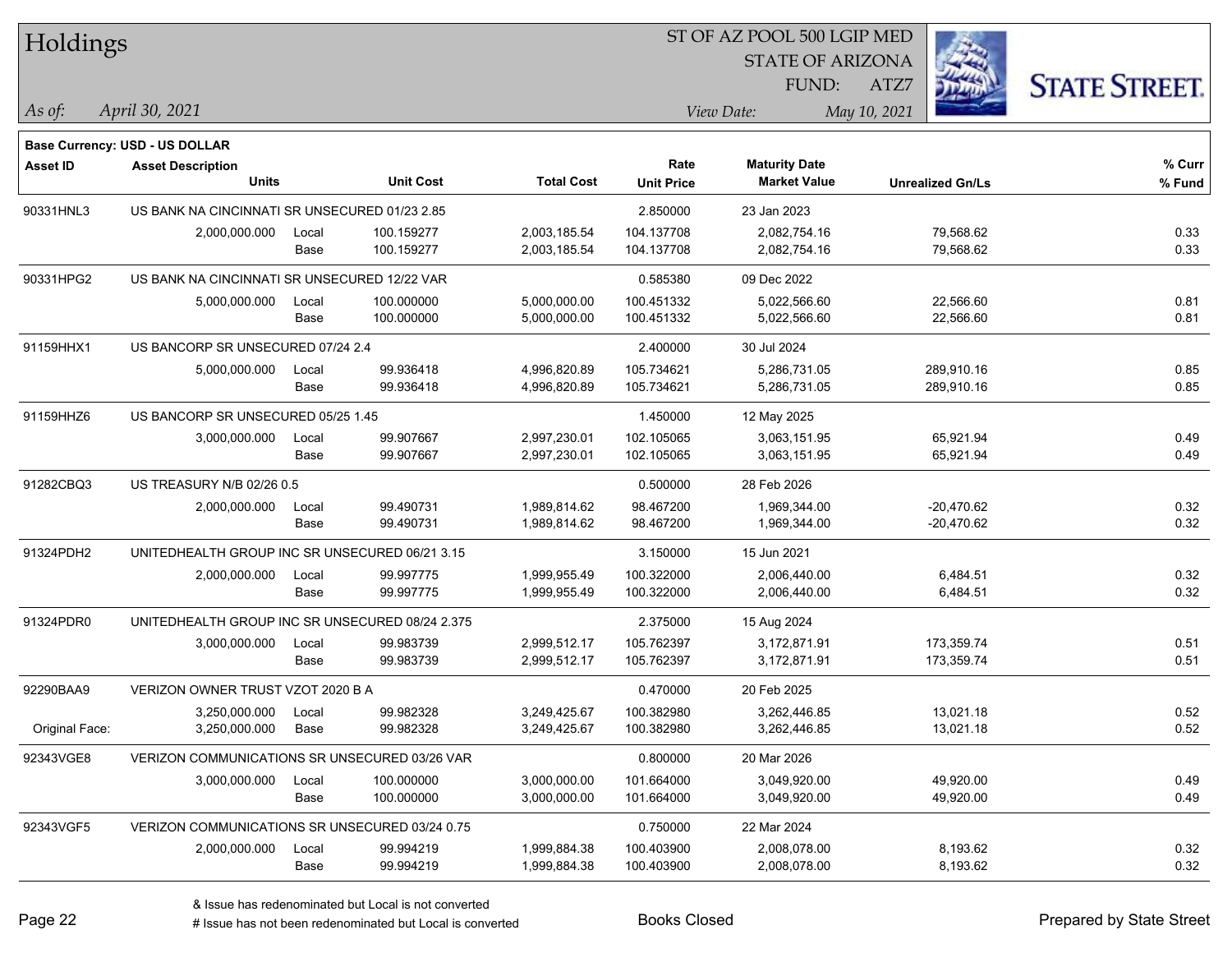# Holdings

ST OF AZ POOL 500 LGIP MED
STATE OF ARIZONA
FUND: ATZ7

*As of:* *April 30, 2021*

*View Date:* *May 10, 2021*

**Base Currency: USD - US DOLLAR**

| Asset ID | Asset Description / Units | | Unit Cost | Total Cost | Rate / Unit Price | Maturity Date / Market Value | Unrealized Gn/Ls | % Curr / % Fund |
|---|---|---|---|---|---|---|---|---|
| 90331HNL3 | US BANK NA CINCINNATI SR UNSECURED 01/23 2.85 | | | | 2.850000 | 23 Jan 2023 | | |
| | 2,000,000.000 | Local | 100.159277 | 2,003,185.54 | 104.137708 | 2,082,754.16 | 79,568.62 | 0.33 |
| | | Base | 100.159277 | 2,003,185.54 | 104.137708 | 2,082,754.16 | 79,568.62 | 0.33 |
| 90331HPG2 | US BANK NA CINCINNATI SR UNSECURED 12/22 VAR | | | | 0.585380 | 09 Dec 2022 | | |
| | 5,000,000.000 | Local | 100.000000 | 5,000,000.00 | 100.451332 | 5,022,566.60 | 22,566.60 | 0.81 |
| | | Base | 100.000000 | 5,000,000.00 | 100.451332 | 5,022,566.60 | 22,566.60 | 0.81 |
| 91159HHX1 | US BANCORP SR UNSECURED 07/24 2.4 | | | | 2.400000 | 30 Jul 2024 | | |
| | 5,000,000.000 | Local | 99.936418 | 4,996,820.89 | 105.734621 | 5,286,731.05 | 289,910.16 | 0.85 |
| | | Base | 99.936418 | 4,996,820.89 | 105.734621 | 5,286,731.05 | 289,910.16 | 0.85 |
| 91159HHZ6 | US BANCORP SR UNSECURED 05/25 1.45 | | | | 1.450000 | 12 May 2025 | | |
| | 3,000,000.000 | Local | 99.907667 | 2,997,230.01 | 102.105065 | 3,063,151.95 | 65,921.94 | 0.49 |
| | | Base | 99.907667 | 2,997,230.01 | 102.105065 | 3,063,151.95 | 65,921.94 | 0.49 |
| 91282CBQ3 | US TREASURY N/B 02/26 0.5 | | | | 0.500000 | 28 Feb 2026 | | |
| | 2,000,000.000 | Local | 99.490731 | 1,989,814.62 | 98.467200 | 1,969,344.00 | -20,470.62 | 0.32 |
| | | Base | 99.490731 | 1,989,814.62 | 98.467200 | 1,969,344.00 | -20,470.62 | 0.32 |
| 91324PDH2 | UNITEDHEALTH GROUP INC SR UNSECURED 06/21 3.15 | | | | 3.150000 | 15 Jun 2021 | | |
| | 2,000,000.000 | Local | 99.997775 | 1,999,955.49 | 100.322000 | 2,006,440.00 | 6,484.51 | 0.32 |
| | | Base | 99.997775 | 1,999,955.49 | 100.322000 | 2,006,440.00 | 6,484.51 | 0.32 |
| 91324PDR0 | UNITEDHEALTH GROUP INC SR UNSECURED 08/24 2.375 | | | | 2.375000 | 15 Aug 2024 | | |
| | 3,000,000.000 | Local | 99.983739 | 2,999,512.17 | 105.762397 | 3,172,871.91 | 173,359.74 | 0.51 |
| | | Base | 99.983739 | 2,999,512.17 | 105.762397 | 3,172,871.91 | 173,359.74 | 0.51 |
| 92290BAA9 | VERIZON OWNER TRUST VZOT 2020 B A | | | | 0.470000 | 20 Feb 2025 | | |
| | 3,250,000.000 | Local | 99.982328 | 3,249,425.67 | 100.382980 | 3,262,446.85 | 13,021.18 | 0.52 |
| Original Face: | 3,250,000.000 | Base | 99.982328 | 3,249,425.67 | 100.382980 | 3,262,446.85 | 13,021.18 | 0.52 |
| 92343VGE8 | VERIZON COMMUNICATIONS SR UNSECURED 03/26 VAR | | | | 0.800000 | 20 Mar 2026 | | |
| | 3,000,000.000 | Local | 100.000000 | 3,000,000.00 | 101.664000 | 3,049,920.00 | 49,920.00 | 0.49 |
| | | Base | 100.000000 | 3,000,000.00 | 101.664000 | 3,049,920.00 | 49,920.00 | 0.49 |
| 92343VGF5 | VERIZON COMMUNICATIONS SR UNSECURED 03/24 0.75 | | | | 0.750000 | 22 Mar 2024 | | |
| | 2,000,000.000 | Local | 99.994219 | 1,999,884.38 | 100.403900 | 2,008,078.00 | 8,193.62 | 0.32 |
| | | Base | 99.994219 | 1,999,884.38 | 100.403900 | 2,008,078.00 | 8,193.62 | 0.32 |

& Issue has redenominated but Local is not converted
# Issue has not been redenominated but Local is converted

Books Closed

Prepared by State Street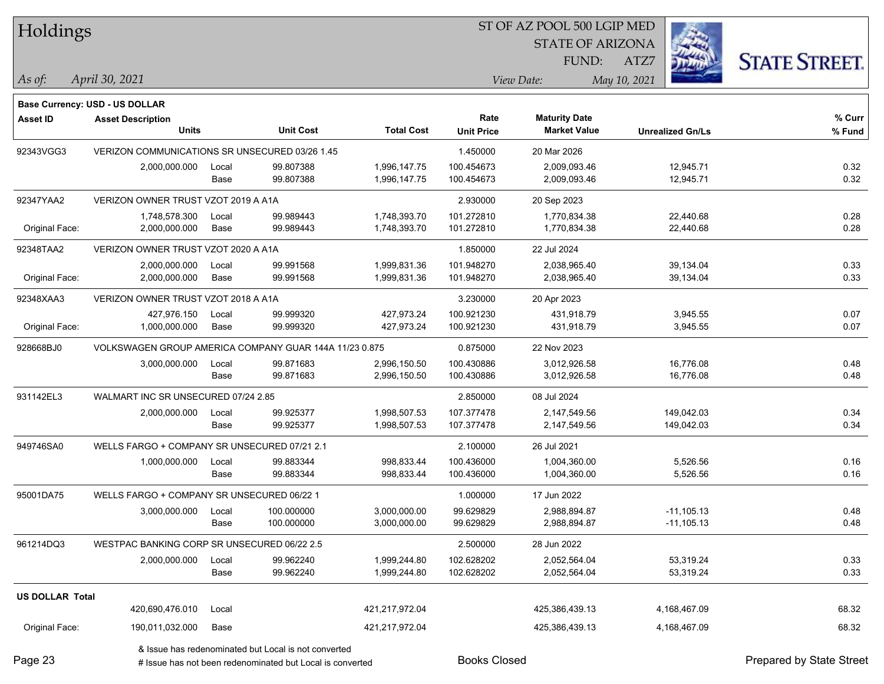# Holdings

ST OF AZ POOL 500 LGIP MED
STATE OF ARIZONA
FUND: ATZ7

*As of:* April 30, 2021

*View Date:* May 10, 2021

**Base Currency: USD - US DOLLAR**

| Asset ID | Asset Description / Units | | Unit Cost | Total Cost | Rate / Unit Price | Maturity Date / Market Value | Unrealized Gn/Ls | % Curr / % Fund |
|---|---|---|---|---|---|---|---|---|
| 92343VGG3 | VERIZON COMMUNICATIONS SR UNSECURED 03/26 1.45 | | | | 1.450000 | 20 Mar 2026 | | |
| | 2,000,000.000 | Local | 99.807388 | 1,996,147.75 | 100.454673 | 2,009,093.46 | 12,945.71 | 0.32 |
| | | Base | 99.807388 | 1,996,147.75 | 100.454673 | 2,009,093.46 | 12,945.71 | 0.32 |
| 92347YAA2 | VERIZON OWNER TRUST VZOT 2019 A A1A | | | | 2.930000 | 20 Sep 2023 | | |
| | 1,748,578.300 | Local | 99.989443 | 1,748,393.70 | 101.272810 | 1,770,834.38 | 22,440.68 | 0.28 |
| Original Face: | 2,000,000.000 | Base | 99.989443 | 1,748,393.70 | 101.272810 | 1,770,834.38 | 22,440.68 | 0.28 |
| 92348TAA2 | VERIZON OWNER TRUST VZOT 2020 A A1A | | | | 1.850000 | 22 Jul 2024 | | |
| | 2,000,000.000 | Local | 99.991568 | 1,999,831.36 | 101.948270 | 2,038,965.40 | 39,134.04 | 0.33 |
| Original Face: | 2,000,000.000 | Base | 99.991568 | 1,999,831.36 | 101.948270 | 2,038,965.40 | 39,134.04 | 0.33 |
| 92348XAA3 | VERIZON OWNER TRUST VZOT 2018 A A1A | | | | 3.230000 | 20 Apr 2023 | | |
| | 427,976.150 | Local | 99.999320 | 427,973.24 | 100.921230 | 431,918.79 | 3,945.55 | 0.07 |
| Original Face: | 1,000,000.000 | Base | 99.999320 | 427,973.24 | 100.921230 | 431,918.79 | 3,945.55 | 0.07 |
| 928668BJ0 | VOLKSWAGEN GROUP AMERICA COMPANY GUAR 144A 11/23 0.875 | | | | 0.875000 | 22 Nov 2023 | | |
| | 3,000,000.000 | Local | 99.871683 | 2,996,150.50 | 100.430886 | 3,012,926.58 | 16,776.08 | 0.48 |
| | | Base | 99.871683 | 2,996,150.50 | 100.430886 | 3,012,926.58 | 16,776.08 | 0.48 |
| 931142EL3 | WALMART INC SR UNSECURED 07/24 2.85 | | | | 2.850000 | 08 Jul 2024 | | |
| | 2,000,000.000 | Local | 99.925377 | 1,998,507.53 | 107.377478 | 2,147,549.56 | 149,042.03 | 0.34 |
| | | Base | 99.925377 | 1,998,507.53 | 107.377478 | 2,147,549.56 | 149,042.03 | 0.34 |
| 949746SA0 | WELLS FARGO + COMPANY SR UNSECURED 07/21 2.1 | | | | 2.100000 | 26 Jul 2021 | | |
| | 1,000,000.000 | Local | 99.883344 | 998,833.44 | 100.436000 | 1,004,360.00 | 5,526.56 | 0.16 |
| | | Base | 99.883344 | 998,833.44 | 100.436000 | 1,004,360.00 | 5,526.56 | 0.16 |
| 95001DA75 | WELLS FARGO + COMPANY SR UNSECURED 06/22 1 | | | | 1.000000 | 17 Jun 2022 | | |
| | 3,000,000.000 | Local | 100.000000 | 3,000,000.00 | 99.629829 | 2,988,894.87 | -11,105.13 | 0.48 |
| | | Base | 100.000000 | 3,000,000.00 | 99.629829 | 2,988,894.87 | -11,105.13 | 0.48 |
| 961214DQ3 | WESTPAC BANKING CORP SR UNSECURED 06/22 2.5 | | | | 2.500000 | 28 Jun 2022 | | |
| | 2,000,000.000 | Local | 99.962240 | 1,999,244.80 | 102.628202 | 2,052,564.04 | 53,319.24 | 0.33 |
| | | Base | 99.962240 | 1,999,244.80 | 102.628202 | 2,052,564.04 | 53,319.24 | 0.33 |
| **US DOLLAR Total** | | | | | | | | |
| | 420,690,476.010 | Local | | 421,217,972.04 | | 425,386,439.13 | 4,168,467.09 | 68.32 |
| Original Face: | 190,011,032.000 | Base | | 421,217,972.04 | | 425,386,439.13 | 4,168,467.09 | 68.32 |

& Issue has redenominated but Local is not converted

# Issue has not been redenominated but Local is converted

Books Closed

Prepared by State Street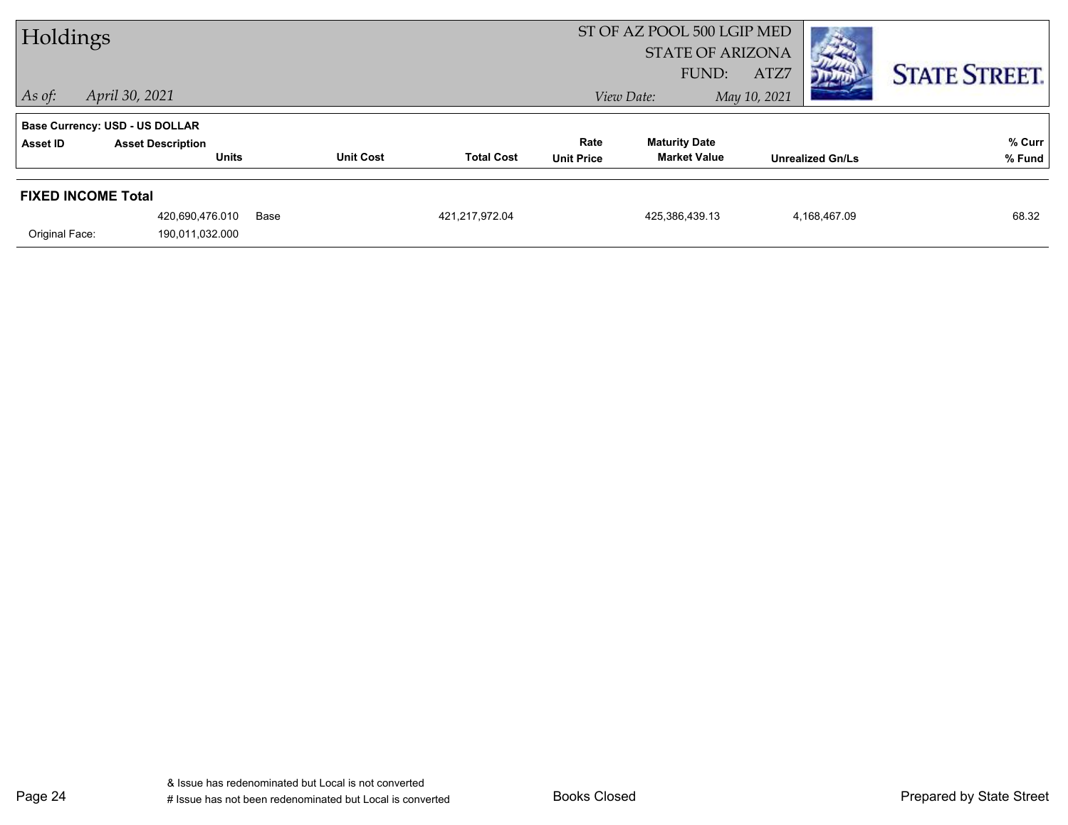# Holdings

ST OF AZ POOL 500 LGIP MED
STATE OF ARIZONA
FUND: ATZ7

*As of:* *April 30, 2021*

*View Date:* *May 10, 2021*

**Base Currency: USD - US DOLLAR**

| Asset ID | Asset Description / Units | | Unit Cost | Total Cost | Rate / Unit Price | Maturity Date / Market Value | Unrealized Gn/Ls | % Curr / % Fund |
|---|---|---|---|---|---|---|---|---|
| **FIXED INCOME Total** | | | | | | | | |
| | 420,690,476.010 | Base | | 421,217,972.04 | | 425,386,439.13 | 4,168,467.09 | 68.32 |
| Original Face: | 190,011,032.000 | | | | | | | |

& Issue has redenominated but Local is not converted
# Issue has not been redenominated but Local is converted

Books Closed

Prepared by State Street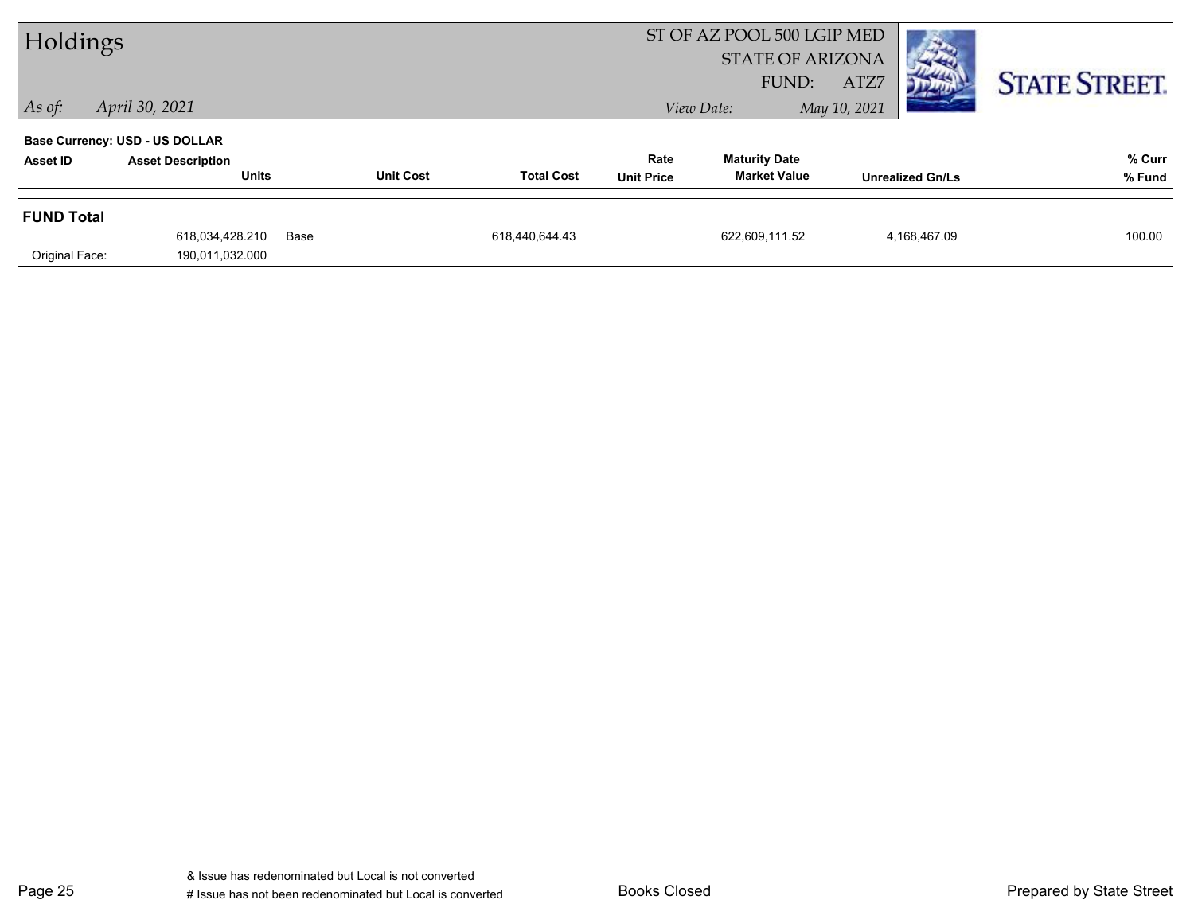# Holdings

ST OF AZ POOL 500 LGIP MED
STATE OF ARIZONA
FUND: ATZ7

*As of:* *April 30, 2021*

*View Date:* *May 10, 2021*

**Base Currency: USD - US DOLLAR**

| Asset ID | Asset Description / Units | | Unit Cost | Total Cost | Rate / Unit Price | Maturity Date / Market Value | Unrealized Gn/Ls | % Curr / % Fund |
|---|---|---|---|---|---|---|---|---|
| **FUND Total** | | | | | | | | |
| | 618,034,428.210 | Base | | 618,440,644.43 | | 622,609,111.52 | 4,168,467.09 | 100.00 |
| Original Face: | 190,011,032.000 | | | | | | | |

& Issue has redenominated but Local is not converted
# Issue has not been redenominated but Local is converted

Books Closed

Prepared by State Street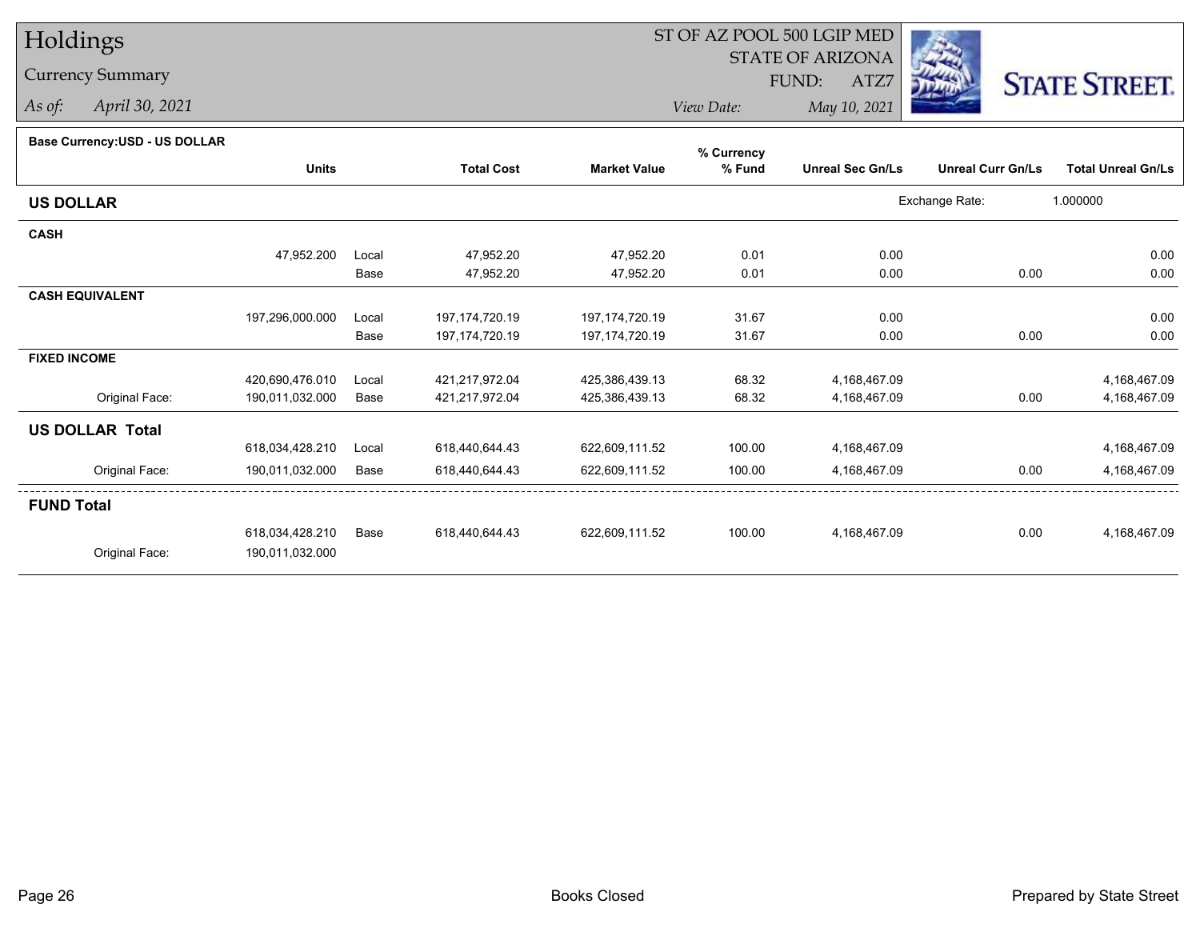# Holdings

## Currency Summary

*As of:* April 30, 2021

ST OF AZ POOL 500 LGIP MED
STATE OF ARIZONA
FUND: ATZ7
*View Date:* May 10, 2021

**Base Currency:USD - US DOLLAR**

| | Units | | Total Cost | Market Value | % Currency % Fund | Unreal Sec Gn/Ls | Unreal Curr Gn/Ls | Total Unreal Gn/Ls |
|---|---|---|---|---|---|---|---|---|
| **US DOLLAR** | | | | | | | Exchange Rate: | 1.000000 |
| **CASH** | | | | | | | | |
| | 47,952.200 | Local | 47,952.20 | 47,952.20 | 0.01 | 0.00 | | 0.00 |
| | | Base | 47,952.20 | 47,952.20 | 0.01 | 0.00 | 0.00 | 0.00 |
| **CASH EQUIVALENT** | | | | | | | | |
| | 197,296,000.000 | Local | 197,174,720.19 | 197,174,720.19 | 31.67 | 0.00 | | 0.00 |
| | | Base | 197,174,720.19 | 197,174,720.19 | 31.67 | 0.00 | 0.00 | 0.00 |
| **FIXED INCOME** | | | | | | | | |
| | 420,690,476.010 | Local | 421,217,972.04 | 425,386,439.13 | 68.32 | 4,168,467.09 | | 4,168,467.09 |
| Original Face: | 190,011,032.000 | Base | 421,217,972.04 | 425,386,439.13 | 68.32 | 4,168,467.09 | 0.00 | 4,168,467.09 |
| **US DOLLAR Total** | | | | | | | | |
| | 618,034,428.210 | Local | 618,440,644.43 | 622,609,111.52 | 100.00 | 4,168,467.09 | | 4,168,467.09 |
| Original Face: | 190,011,032.000 | Base | 618,440,644.43 | 622,609,111.52 | 100.00 | 4,168,467.09 | 0.00 | 4,168,467.09 |
| **FUND Total** | | | | | | | | |
| | 618,034,428.210 | Base | 618,440,644.43 | 622,609,111.52 | 100.00 | 4,168,467.09 | 0.00 | 4,168,467.09 |
| Original Face: | 190,011,032.000 | | | | | | | |

Books Closed

Prepared by State Street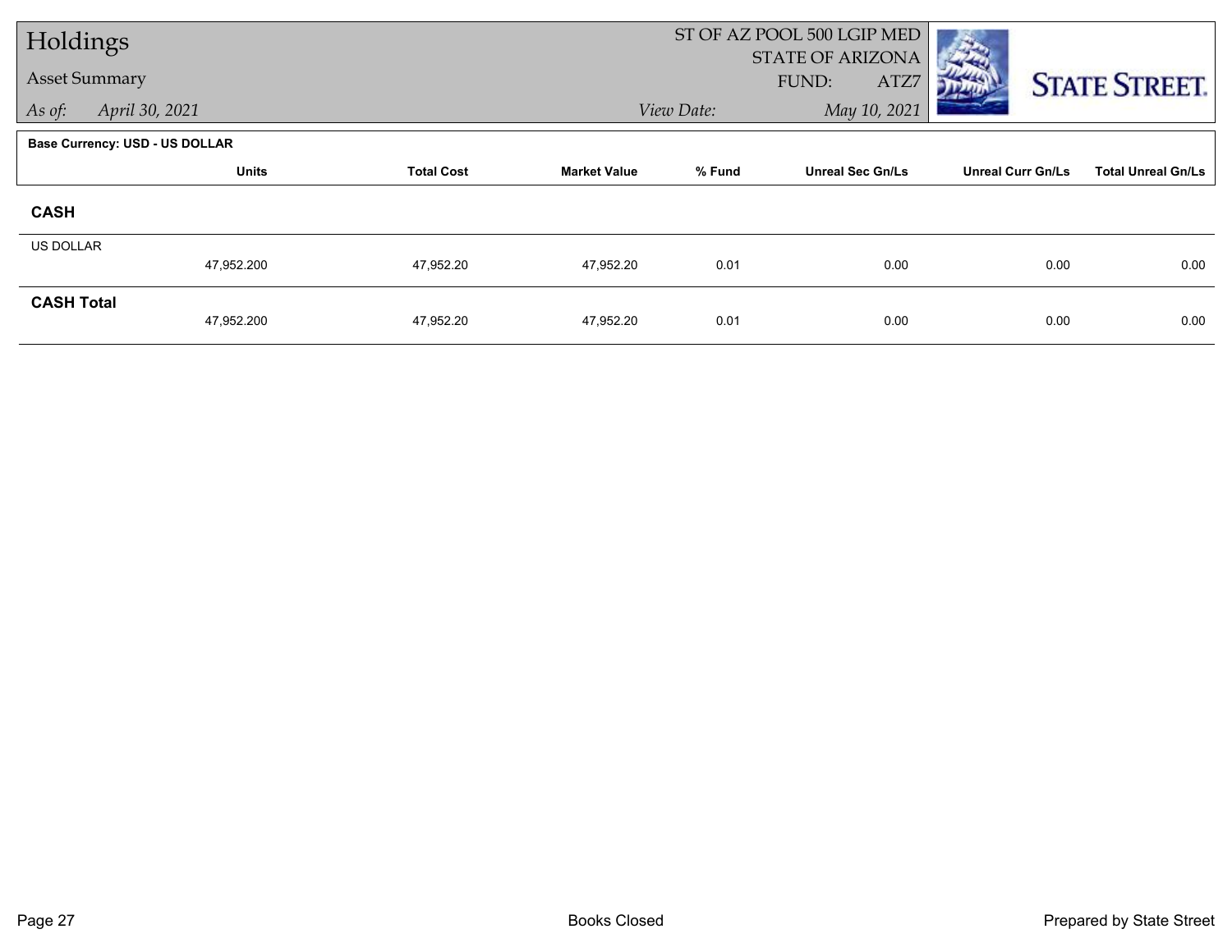# Holdings

## Asset Summary

*As of:* April 30, 2021

ST OF AZ POOL 500 LGIP MED
STATE OF ARIZONA
FUND: ATZ7

*View Date:* May 10, 2021

**Base Currency: USD - US DOLLAR**

| | Units | Total Cost | Market Value | % Fund | Unreal Sec Gn/Ls | Unreal Curr Gn/Ls | Total Unreal Gn/Ls |
|---|---|---|---|---|---|---|---|
| **CASH** | | | | | | | |
| US DOLLAR | 47,952.200 | 47,952.20 | 47,952.20 | 0.01 | 0.00 | 0.00 | 0.00 |
| **CASH Total** | 47,952.200 | 47,952.20 | 47,952.20 | 0.01 | 0.00 | 0.00 | 0.00 |

Books Closed

Prepared by State Street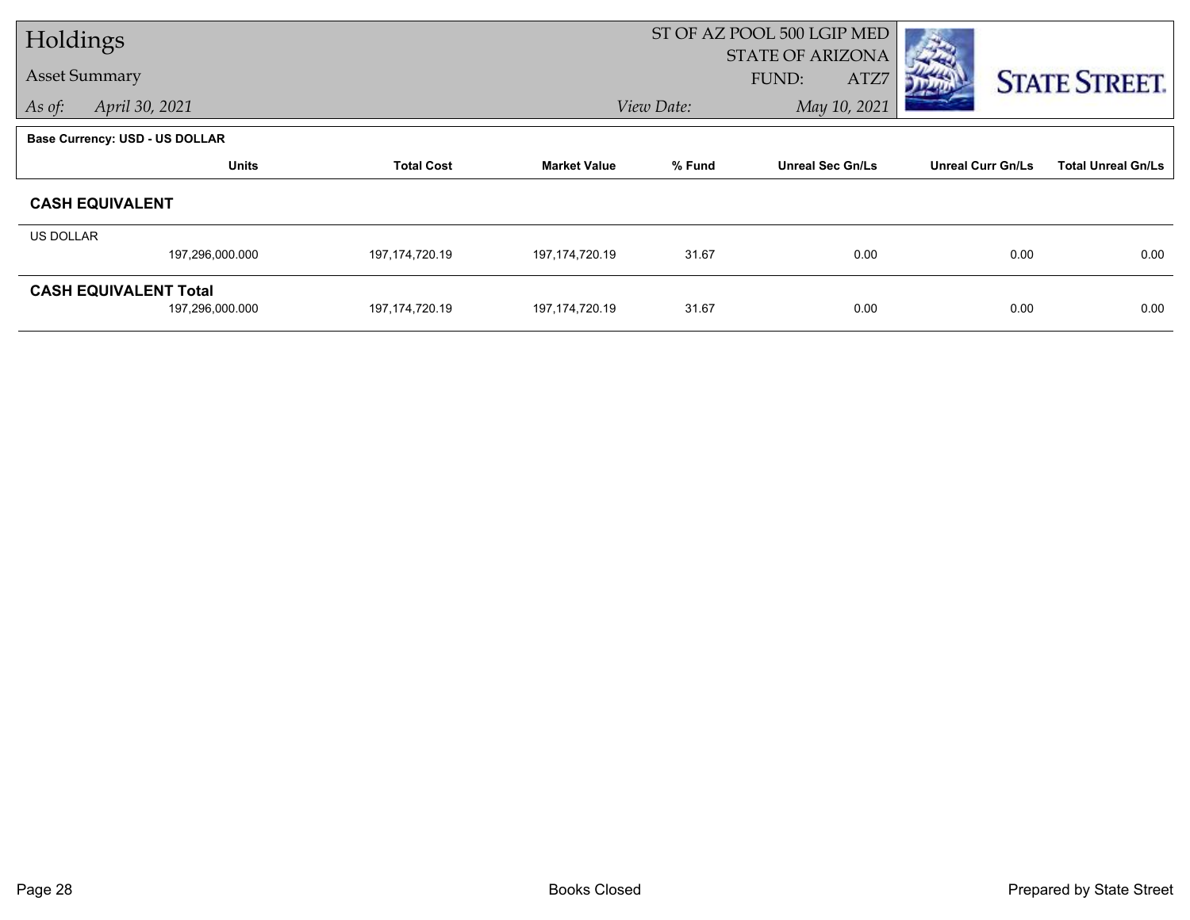# Holdings

## Asset Summary

*As of:* April 30, 2021

ST OF AZ POOL 500 LGIP MED
STATE OF ARIZONA
FUND: ATZ7
*View Date:* May 10, 2021

**Base Currency: USD - US DOLLAR**

| | Units | Total Cost | Market Value | % Fund | Unreal Sec Gn/Ls | Unreal Curr Gn/Ls | Total Unreal Gn/Ls |
|---|---|---|---|---|---|---|---|
| **CASH EQUIVALENT** | | | | | | | |
| US DOLLAR | 197,296,000.000 | 197,174,720.19 | 197,174,720.19 | 31.67 | 0.00 | 0.00 | 0.00 |
| **CASH EQUIVALENT Total** | 197,296,000.000 | 197,174,720.19 | 197,174,720.19 | 31.67 | 0.00 | 0.00 | 0.00 |

Books Closed

Prepared by State Street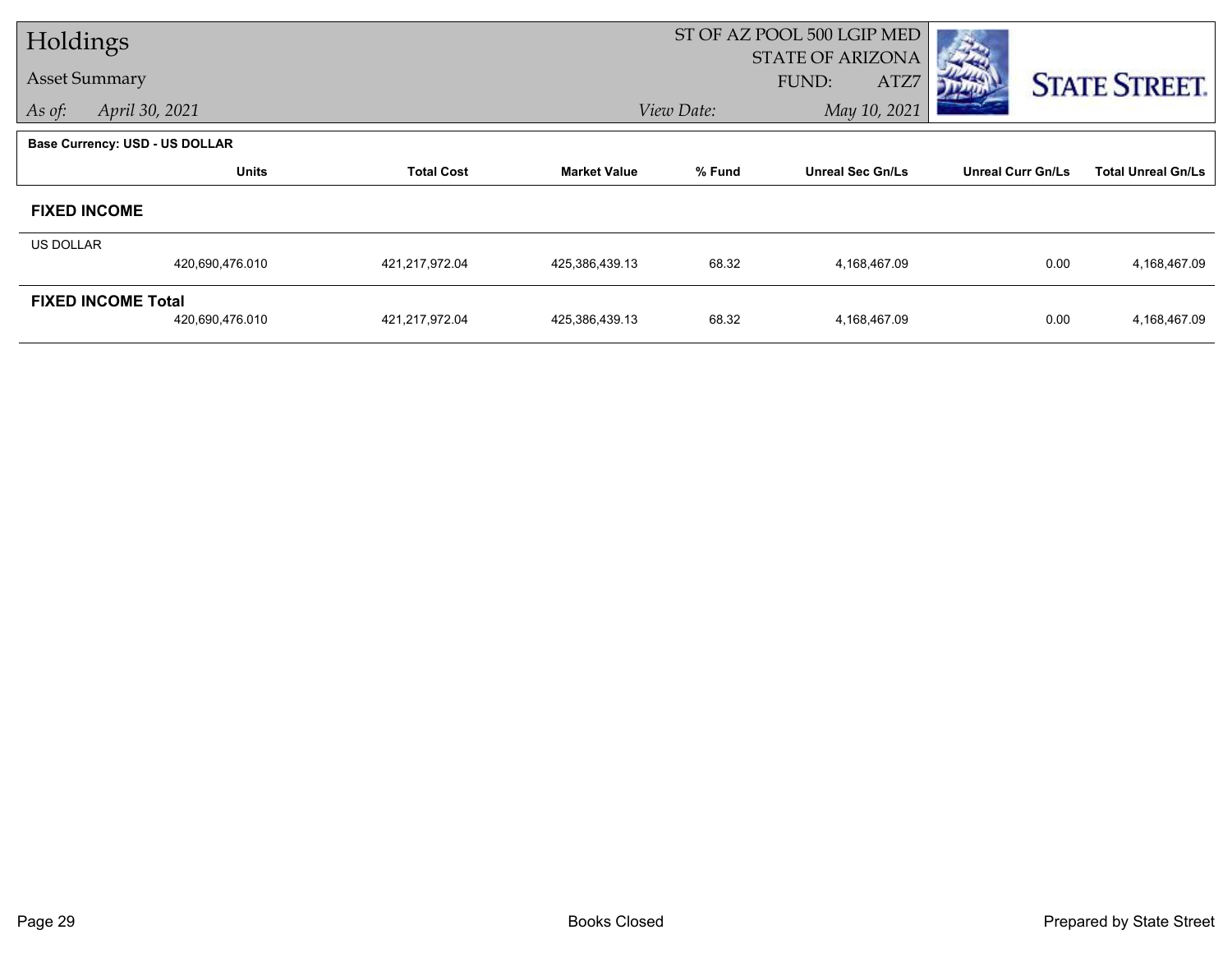# Holdings

## Asset Summary

*As of:* *April 30, 2021*

ST OF AZ POOL 500 LGIP MED
STATE OF ARIZONA
FUND: ATZ7

*View Date:* *May 10, 2021*

STATE STREET.

**Base Currency: USD - US DOLLAR**

| | Units | Total Cost | Market Value | % Fund | Unreal Sec Gn/Ls | Unreal Curr Gn/Ls | Total Unreal Gn/Ls |
|---|---|---|---|---|---|---|---|
| **FIXED INCOME** | | | | | | | |
| US DOLLAR | 420,690,476.010 | 421,217,972.04 | 425,386,439.13 | 68.32 | 4,168,467.09 | 0.00 | 4,168,467.09 |
| **FIXED INCOME Total** | 420,690,476.010 | 421,217,972.04 | 425,386,439.13 | 68.32 | 4,168,467.09 | 0.00 | 4,168,467.09 |

Books Closed

Prepared by State Street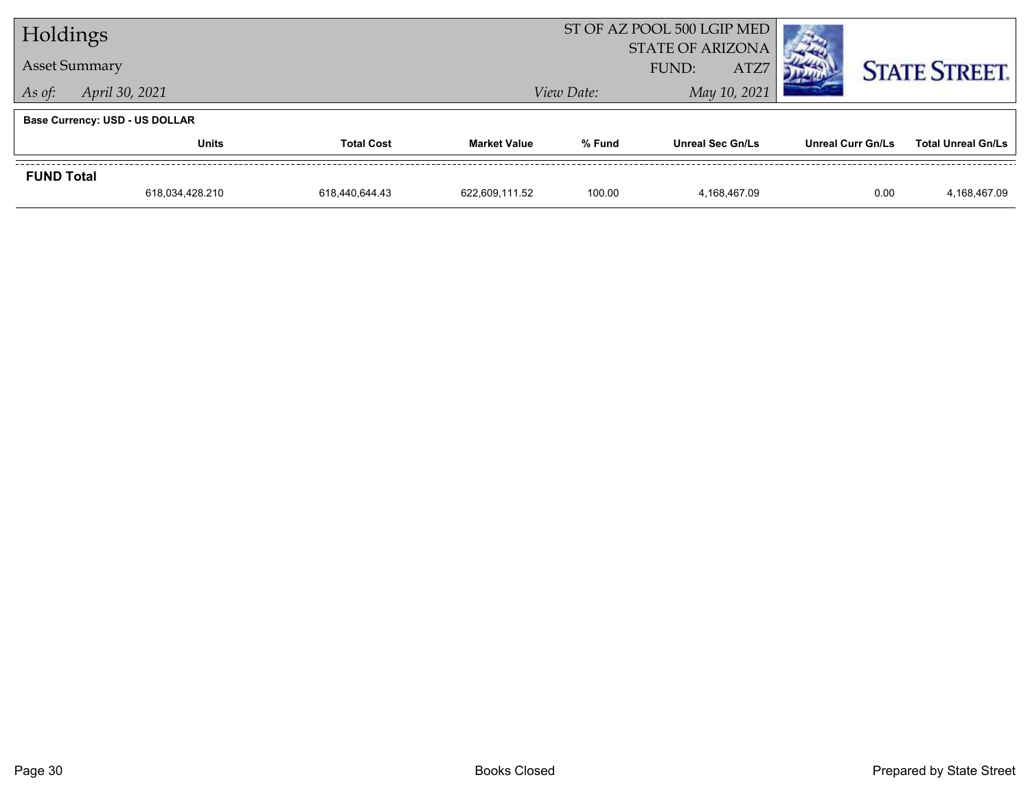# Holdings

## Asset Summary

*As of:* *April 30, 2021*

ST OF AZ POOL 500 LGIP MED
STATE OF ARIZONA
FUND: ATZ7

*View Date:* *May 10, 2021*

**Base Currency: USD - US DOLLAR**

| | Units | Total Cost | Market Value | % Fund | Unreal Sec Gn/Ls | Unreal Curr Gn/Ls | Total Unreal Gn/Ls |
|---|---|---|---|---|---|---|---|
| **FUND Total** | 618,034,428.210 | 618,440,644.43 | 622,609,111.52 | 100.00 | 4,168,467.09 | 0.00 | 4,168,467.09 |

Books Closed

Prepared by State Street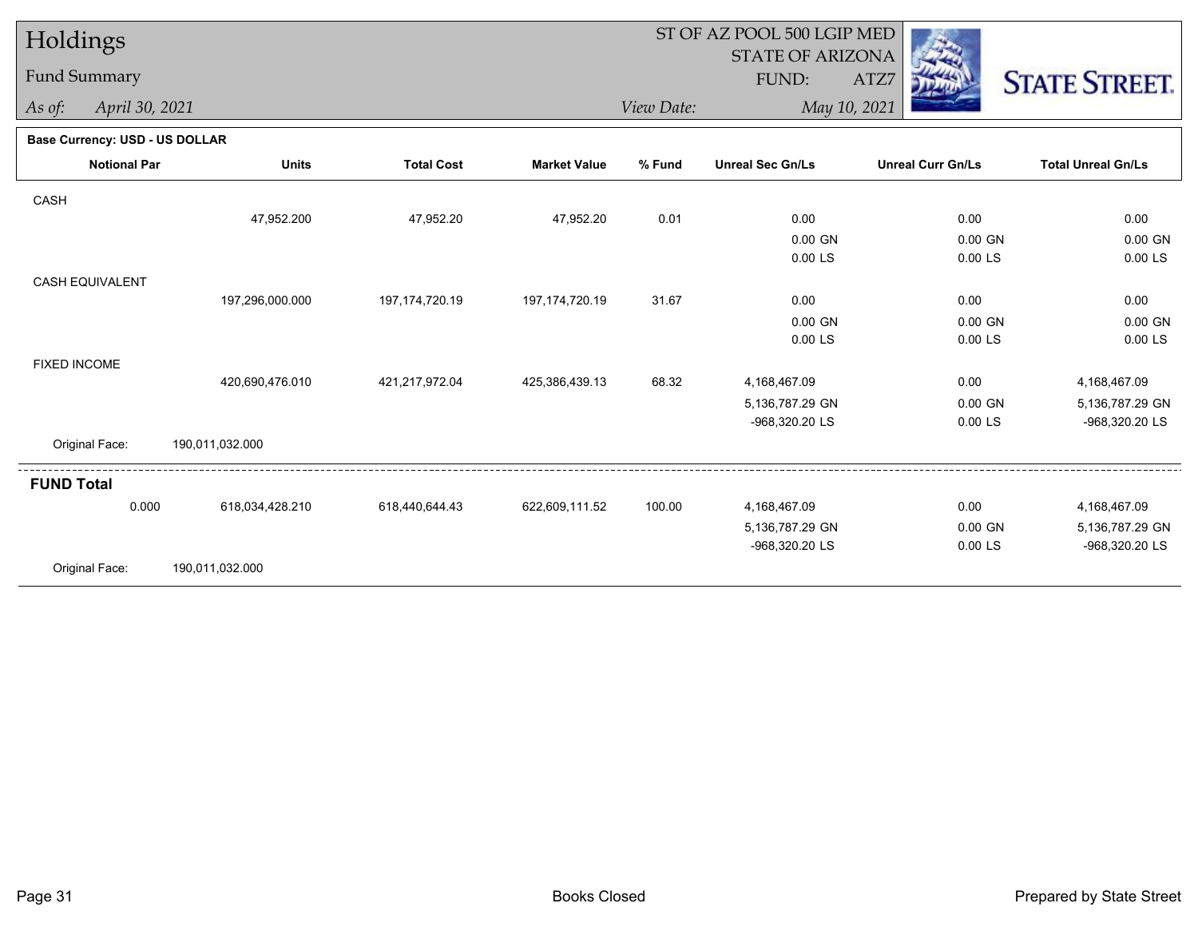# Holdings

Fund Summary

*As of:* *April 30, 2021*

ST OF AZ POOL 500 LGIP MED
STATE OF ARIZONA
FUND: ATZ7

*View Date:* *May 10, 2021*

STATE STREET.

**Base Currency: USD - US DOLLAR**

| Notional Par | Units | Total Cost | Market Value | % Fund | Unreal Sec Gn/Ls | Unreal Curr Gn/Ls | Total Unreal Gn/Ls |
|---|---|---|---|---|---|---|---|
| CASH | | | | | | | |
| | 47,952.200 | 47,952.20 | 47,952.20 | 0.01 | 0.00 | 0.00 | 0.00 |
| | | | | | 0.00 GN | 0.00 GN | 0.00 GN |
| | | | | | 0.00 LS | 0.00 LS | 0.00 LS |
| CASH EQUIVALENT | | | | | | | |
| | 197,296,000.000 | 197,174,720.19 | 197,174,720.19 | 31.67 | 0.00 | 0.00 | 0.00 |
| | | | | | 0.00 GN | 0.00 GN | 0.00 GN |
| | | | | | 0.00 LS | 0.00 LS | 0.00 LS |
| FIXED INCOME | | | | | | | |
| | 420,690,476.010 | 421,217,972.04 | 425,386,439.13 | 68.32 | 4,168,467.09 | 0.00 | 4,168,467.09 |
| | | | | | 5,136,787.29 GN | 0.00 GN | 5,136,787.29 GN |
| | | | | | -968,320.20 LS | 0.00 LS | -968,320.20 LS |
| Original Face: 190,011,032.000 | | | | | | | |
| **FUND Total** | | | | | | | |
| 0.000 | 618,034,428.210 | 618,440,644.43 | 622,609,111.52 | 100.00 | 4,168,467.09 | 0.00 | 4,168,467.09 |
| | | | | | 5,136,787.29 GN | 0.00 GN | 5,136,787.29 GN |
| | | | | | -968,320.20 LS | 0.00 LS | -968,320.20 LS |
| Original Face: 190,011,032.000 | | | | | | | |

Books Closed

Prepared by State Street